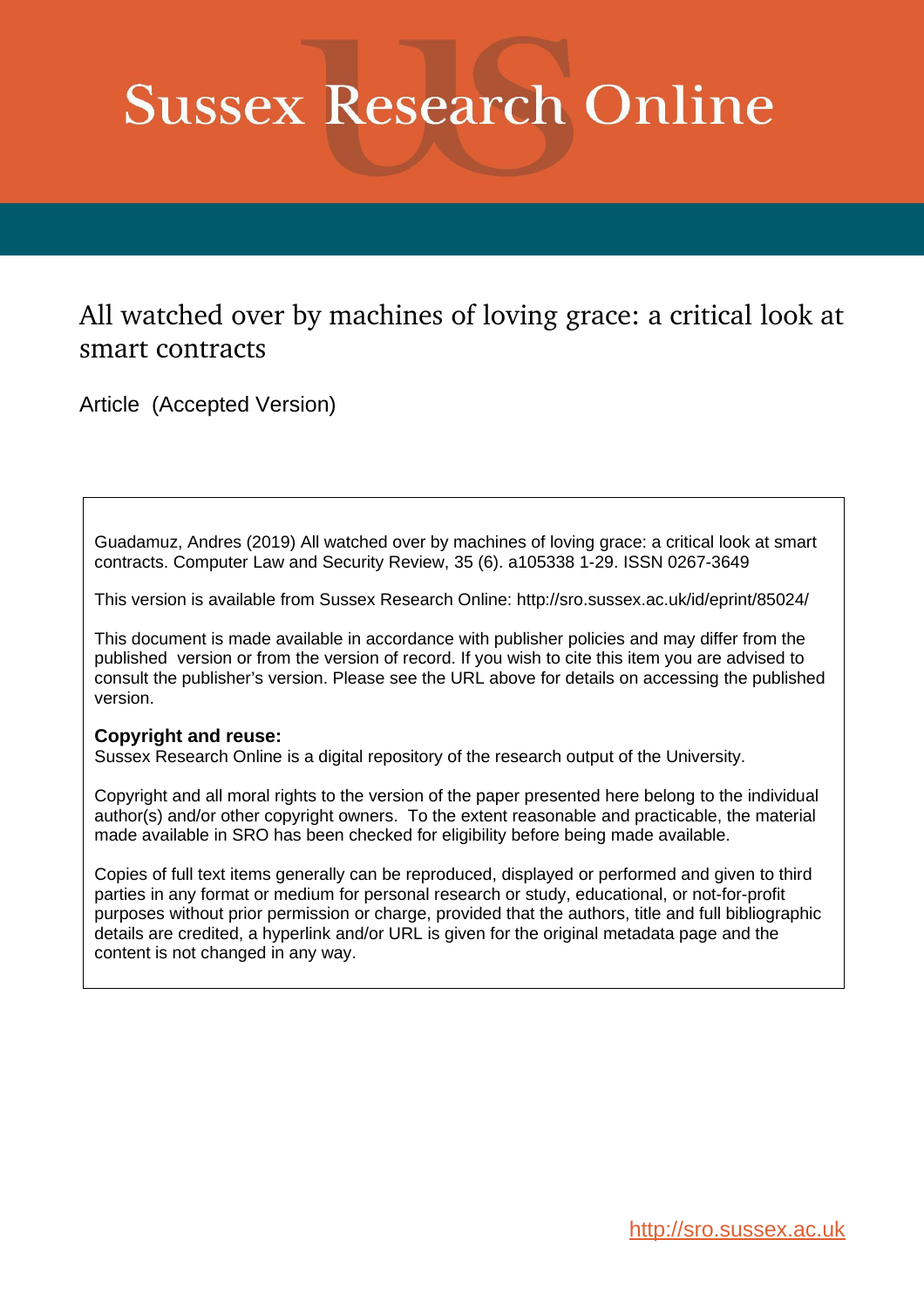# Sussex Research Online

## All watched over by machines of loving grace: a critical look at smart contracts

Article (Accepted Version)

Guadamuz, Andres (2019) All watched over by machines of loving grace: a critical look at smart contracts. Computer Law and Security Review, 35 (6). a105338 1-29. ISSN 0267-3649

This version is available from Sussex Research Online: http://sro.sussex.ac.uk/id/eprint/85024/

This document is made available in accordance with publisher policies and may differ from the published version or from the version of record. If you wish to cite this item you are advised to consult the publisher's version. Please see the URL above for details on accessing the published version.

**Copyright and reuse:**
Sussex Research Online is a digital repository of the research output of the University.

Copyright and all moral rights to the version of the paper presented here belong to the individual author(s) and/or other copyright owners. To the extent reasonable and practicable, the material made available in SRO has been checked for eligibility before being made available.

Copies of full text items generally can be reproduced, displayed or performed and given to third parties in any format or medium for personal research or study, educational, or not-for-profit purposes without prior permission or charge, provided that the authors, title and full bibliographic details are credited, a hyperlink and/or URL is given for the original metadata page and the content is not changed in any way.

http://sro.sussex.ac.uk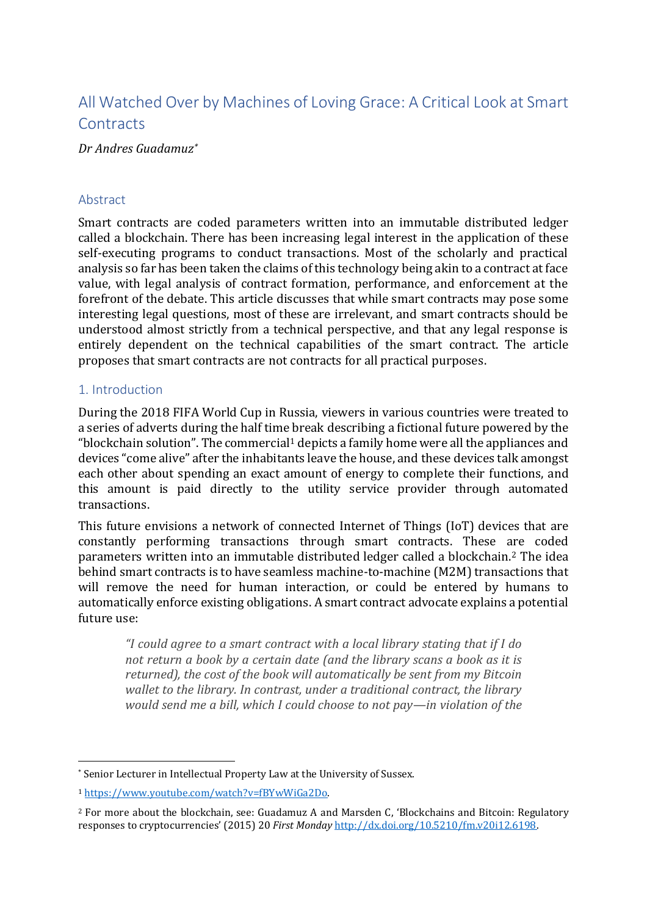# All Watched Over by Machines of Loving Grace: A Critical Look at Smart Contracts

*Dr Andres Guadamuz*[*]

## Abstract

Smart contracts are coded parameters written into an immutable distributed ledger called a blockchain. There has been increasing legal interest in the application of these self-executing programs to conduct transactions. Most of the scholarly and practical analysis so far has been taken the claims of this technology being akin to a contract at face value, with legal analysis of contract formation, performance, and enforcement at the forefront of the debate. This article discusses that while smart contracts may pose some interesting legal questions, most of these are irrelevant, and smart contracts should be understood almost strictly from a technical perspective, and that any legal response is entirely dependent on the technical capabilities of the smart contract. The article proposes that smart contracts are not contracts for all practical purposes.

## 1. Introduction

During the 2018 FIFA World Cup in Russia, viewers in various countries were treated to a series of adverts during the half time break describing a fictional future powered by the "blockchain solution". The commercial[1] depicts a family home were all the appliances and devices "come alive" after the inhabitants leave the house, and these devices talk amongst each other about spending an exact amount of energy to complete their functions, and this amount is paid directly to the utility service provider through automated transactions.

This future envisions a network of connected Internet of Things (IoT) devices that are constantly performing transactions through smart contracts. These are coded parameters written into an immutable distributed ledger called a blockchain.[2] The idea behind smart contracts is to have seamless machine-to-machine (M2M) transactions that will remove the need for human interaction, or could be entered by humans to automatically enforce existing obligations. A smart contract advocate explains a potential future use:

> *"I could agree to a smart contract with a local library stating that if I do not return a book by a certain date (and the library scans a book as it is returned), the cost of the book will automatically be sent from my Bitcoin wallet to the library. In contrast, under a traditional contract, the library would send me a bill, which I could choose to not pay—in violation of the*

---

[*] Senior Lecturer in Intellectual Property Law at the University of Sussex.

[1] https://www.youtube.com/watch?v=fBYwWiGa2Do.

[2] For more about the blockchain, see: Guadamuz A and Marsden C, 'Blockchains and Bitcoin: Regulatory responses to cryptocurrencies' (2015) 20 *First Monday* http://dx.doi.org/10.5210/fm.v20i12.6198.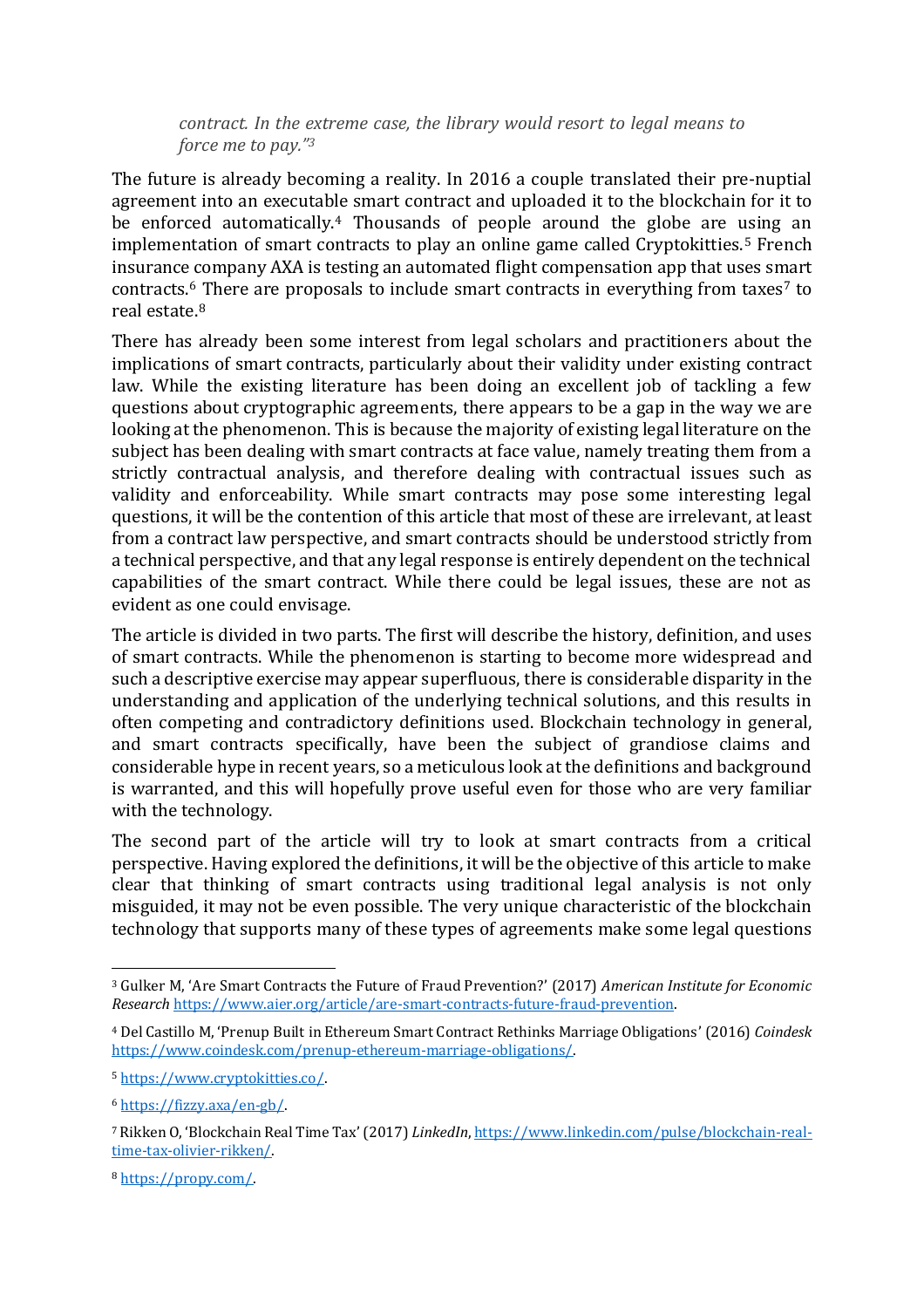> *contract. In the extreme case, the library would resort to legal means to force me to pay."*[3]

The future is already becoming a reality. In 2016 a couple translated their pre-nuptial agreement into an executable smart contract and uploaded it to the blockchain for it to be enforced automatically.[4] Thousands of people around the globe are using an implementation of smart contracts to play an online game called Cryptokitties.[5] French insurance company AXA is testing an automated flight compensation app that uses smart contracts.[6] There are proposals to include smart contracts in everything from taxes[7] to real estate.[8]

There has already been some interest from legal scholars and practitioners about the implications of smart contracts, particularly about their validity under existing contract law. While the existing literature has been doing an excellent job of tackling a few questions about cryptographic agreements, there appears to be a gap in the way we are looking at the phenomenon. This is because the majority of existing legal literature on the subject has been dealing with smart contracts at face value, namely treating them from a strictly contractual analysis, and therefore dealing with contractual issues such as validity and enforceability. While smart contracts may pose some interesting legal questions, it will be the contention of this article that most of these are irrelevant, at least from a contract law perspective, and smart contracts should be understood strictly from a technical perspective, and that any legal response is entirely dependent on the technical capabilities of the smart contract. While there could be legal issues, these are not as evident as one could envisage.

The article is divided in two parts. The first will describe the history, definition, and uses of smart contracts. While the phenomenon is starting to become more widespread and such a descriptive exercise may appear superfluous, there is considerable disparity in the understanding and application of the underlying technical solutions, and this results in often competing and contradictory definitions used. Blockchain technology in general, and smart contracts specifically, have been the subject of grandiose claims and considerable hype in recent years, so a meticulous look at the definitions and background is warranted, and this will hopefully prove useful even for those who are very familiar with the technology.

The second part of the article will try to look at smart contracts from a critical perspective. Having explored the definitions, it will be the objective of this article to make clear that thinking of smart contracts using traditional legal analysis is not only misguided, it may not be even possible. The very unique characteristic of the blockchain technology that supports many of these types of agreements make some legal questions

---

[3] Gulker M, 'Are Smart Contracts the Future of Fraud Prevention?' (2017) *American Institute for Economic Research* https://www.aier.org/article/are-smart-contracts-future-fraud-prevention.

[4] Del Castillo M, 'Prenup Built in Ethereum Smart Contract Rethinks Marriage Obligations' (2016) *Coindesk* https://www.coindesk.com/prenup-ethereum-marriage-obligations/.

[5] https://www.cryptokitties.co/.

[6] https://fizzy.axa/en-gb/.

[7] Rikken O, 'Blockchain Real Time Tax' (2017) *LinkedIn*, https://www.linkedin.com/pulse/blockchain-real-time-tax-olivier-rikken/.

[8] https://propy.com/.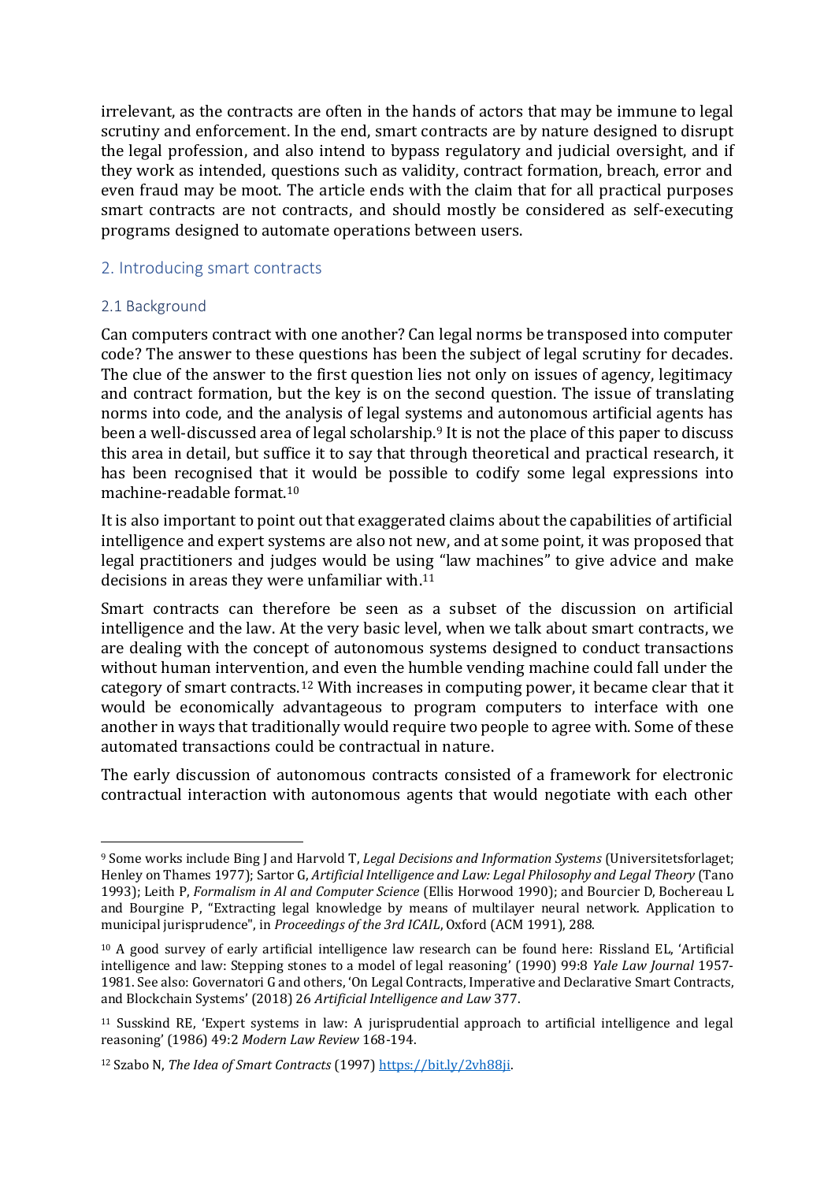irrelevant, as the contracts are often in the hands of actors that may be immune to legal scrutiny and enforcement. In the end, smart contracts are by nature designed to disrupt the legal profession, and also intend to bypass regulatory and judicial oversight, and if they work as intended, questions such as validity, contract formation, breach, error and even fraud may be moot. The article ends with the claim that for all practical purposes smart contracts are not contracts, and should mostly be considered as self-executing programs designed to automate operations between users.

## 2. Introducing smart contracts

### 2.1 Background

Can computers contract with one another? Can legal norms be transposed into computer code? The answer to these questions has been the subject of legal scrutiny for decades. The clue of the answer to the first question lies not only on issues of agency, legitimacy and contract formation, but the key is on the second question. The issue of translating norms into code, and the analysis of legal systems and autonomous artificial agents has been a well-discussed area of legal scholarship.[9] It is not the place of this paper to discuss this area in detail, but suffice it to say that through theoretical and practical research, it has been recognised that it would be possible to codify some legal expressions into machine-readable format.[10]

It is also important to point out that exaggerated claims about the capabilities of artificial intelligence and expert systems are also not new, and at some point, it was proposed that legal practitioners and judges would be using "law machines" to give advice and make decisions in areas they were unfamiliar with.[11]

Smart contracts can therefore be seen as a subset of the discussion on artificial intelligence and the law. At the very basic level, when we talk about smart contracts, we are dealing with the concept of autonomous systems designed to conduct transactions without human intervention, and even the humble vending machine could fall under the category of smart contracts.[12] With increases in computing power, it became clear that it would be economically advantageous to program computers to interface with one another in ways that traditionally would require two people to agree with. Some of these automated transactions could be contractual in nature.

The early discussion of autonomous contracts consisted of a framework for electronic contractual interaction with autonomous agents that would negotiate with each other

---

[9] Some works include Bing J and Harvold T, *Legal Decisions and Information Systems* (Universitetsforlaget; Henley on Thames 1977); Sartor G, *Artificial Intelligence and Law: Legal Philosophy and Legal Theory* (Tano 1993); Leith P, *Formalism in Al and Computer Science* (Ellis Horwood 1990); and Bourcier D, Bochereau L and Bourgine P, "Extracting legal knowledge by means of multilayer neural network. Application to municipal jurisprudence", in *Proceedings of the 3rd ICAIL*, Oxford (ACM 1991), 288.

[10] A good survey of early artificial intelligence law research can be found here: Rissland EL, 'Artificial intelligence and law: Stepping stones to a model of legal reasoning' (1990) 99:8 *Yale Law Journal* 1957-1981. See also: Governatori G and others, 'On Legal Contracts, Imperative and Declarative Smart Contracts, and Blockchain Systems' (2018) 26 *Artificial Intelligence and Law* 377.

[11] Susskind RE, 'Expert systems in law: A jurisprudential approach to artificial intelligence and legal reasoning' (1986) 49:2 *Modern Law Review* 168-194.

[12] Szabo N, *The Idea of Smart Contracts* (1997) https://bit.ly/2vh88ji.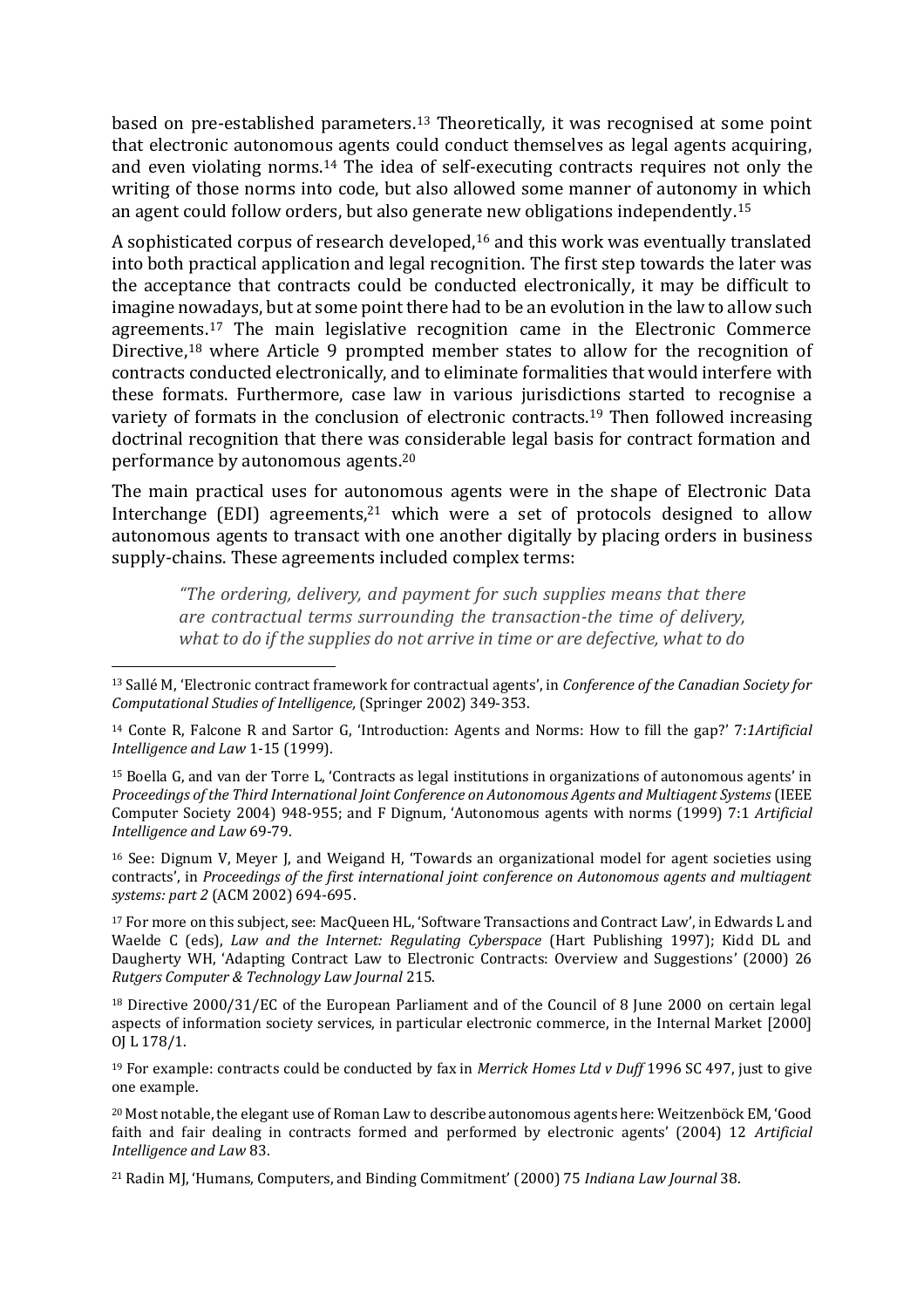based on pre-established parameters.[13] Theoretically, it was recognised at some point that electronic autonomous agents could conduct themselves as legal agents acquiring, and even violating norms.[14] The idea of self-executing contracts requires not only the writing of those norms into code, but also allowed some manner of autonomy in which an agent could follow orders, but also generate new obligations independently.[15]

A sophisticated corpus of research developed,[16] and this work was eventually translated into both practical application and legal recognition. The first step towards the later was the acceptance that contracts could be conducted electronically, it may be difficult to imagine nowadays, but at some point there had to be an evolution in the law to allow such agreements.[17] The main legislative recognition came in the Electronic Commerce Directive,[18] where Article 9 prompted member states to allow for the recognition of contracts conducted electronically, and to eliminate formalities that would interfere with these formats. Furthermore, case law in various jurisdictions started to recognise a variety of formats in the conclusion of electronic contracts.[19] Then followed increasing doctrinal recognition that there was considerable legal basis for contract formation and performance by autonomous agents.[20]

The main practical uses for autonomous agents were in the shape of Electronic Data Interchange (EDI) agreements,[21] which were a set of protocols designed to allow autonomous agents to transact with one another digitally by placing orders in business supply-chains. These agreements included complex terms:

> *"The ordering, delivery, and payment for such supplies means that there are contractual terms surrounding the transaction-the time of delivery, what to do if the supplies do not arrive in time or are defective, what to do*

---

[13] Sallé M, 'Electronic contract framework for contractual agents', in *Conference of the Canadian Society for Computational Studies of Intelligence,* (Springer 2002) 349-353.

[14] Conte R, Falcone R and Sartor G, 'Introduction: Agents and Norms: How to fill the gap?' 7:*1Artificial Intelligence and Law* 1-15 (1999).

[15] Boella G, and van der Torre L, 'Contracts as legal institutions in organizations of autonomous agents' in *Proceedings of the Third International Joint Conference on Autonomous Agents and Multiagent Systems* (IEEE Computer Society 2004) 948-955; and F Dignum, 'Autonomous agents with norms (1999) 7:1 *Artificial Intelligence and Law* 69-79.

[16] See: Dignum V, Meyer J, and Weigand H, 'Towards an organizational model for agent societies using contracts', in *Proceedings of the first international joint conference on Autonomous agents and multiagent systems: part 2* (ACM 2002) 694-695.

[17] For more on this subject, see: MacQueen HL, 'Software Transactions and Contract Law', in Edwards L and Waelde C (eds), *Law and the Internet: Regulating Cyberspace* (Hart Publishing 1997); Kidd DL and Daugherty WH, 'Adapting Contract Law to Electronic Contracts: Overview and Suggestions' (2000) 26 *Rutgers Computer & Technology Law Journal* 215.

[18] Directive 2000/31/EC of the European Parliament and of the Council of 8 June 2000 on certain legal aspects of information society services, in particular electronic commerce, in the Internal Market [2000] OJ L 178/1.

[19] For example: contracts could be conducted by fax in *Merrick Homes Ltd v Duff* 1996 SC 497, just to give one example.

[20] Most notable, the elegant use of Roman Law to describe autonomous agents here: Weitzenböck EM, 'Good faith and fair dealing in contracts formed and performed by electronic agents' (2004) 12 *Artificial Intelligence and Law* 83.

[21] Radin MJ, 'Humans, Computers, and Binding Commitment' (2000) 75 *Indiana Law Journal* 38.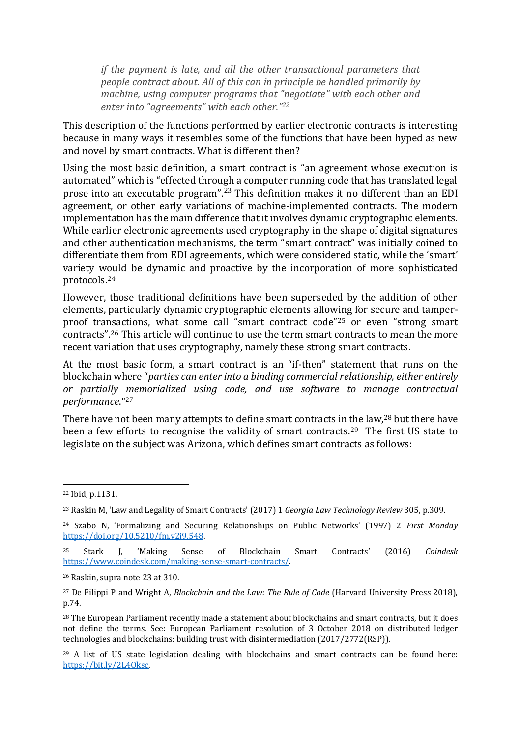*if the payment is late, and all the other transactional parameters that people contract about. All of this can in principle be handled primarily by machine, using computer programs that "negotiate" with each other and enter into "agreements" with each other."*[22]

This description of the functions performed by earlier electronic contracts is interesting because in many ways it resembles some of the functions that have been hyped as new and novel by smart contracts. What is different then?

Using the most basic definition, a smart contract is "an agreement whose execution is automated" which is "effected through a computer running code that has translated legal prose into an executable program".[23] This definition makes it no different than an EDI agreement, or other early variations of machine-implemented contracts. The modern implementation has the main difference that it involves dynamic cryptographic elements. While earlier electronic agreements used cryptography in the shape of digital signatures and other authentication mechanisms, the term "smart contract" was initially coined to differentiate them from EDI agreements, which were considered static, while the 'smart' variety would be dynamic and proactive by the incorporation of more sophisticated protocols.[24]

However, those traditional definitions have been superseded by the addition of other elements, particularly dynamic cryptographic elements allowing for secure and tamper-proof transactions, what some call "smart contract code"[25] or even "strong smart contracts".[26] This article will continue to use the term smart contracts to mean the more recent variation that uses cryptography, namely these strong smart contracts.

At the most basic form, a smart contract is an "if-then" statement that runs on the blockchain where "*parties can enter into a binding commercial relationship, either entirely or partially memorialized using code, and use software to manage contractual performance.*"[27]

There have not been many attempts to define smart contracts in the law,[28] but there have been a few efforts to recognise the validity of smart contracts.[29] The first US state to legislate on the subject was Arizona, which defines smart contracts as follows:

---

[22] Ibid, p.1131.

[23] Raskin M, 'Law and Legality of Smart Contracts' (2017) 1 *Georgia Law Technology Review* 305, p.309.

[24] Szabo N, 'Formalizing and Securing Relationships on Public Networks' (1997) 2 *First Monday* https://doi.org/10.5210/fm.v2i9.548.

[25] Stark J, 'Making Sense of Blockchain Smart Contracts' (2016) *Coindesk* https://www.coindesk.com/making-sense-smart-contracts/.

[26] Raskin, supra note 23 at 310.

[27] De Filippi P and Wright A, *Blockchain and the Law: The Rule of Code* (Harvard University Press 2018), p.74.

[28] The European Parliament recently made a statement about blockchains and smart contracts, but it does not define the terms. See: European Parliament resolution of 3 October 2018 on distributed ledger technologies and blockchains: building trust with disintermediation (2017/2772(RSP)).

[29] A list of US state legislation dealing with blockchains and smart contracts can be found here: https://bit.ly/2L4Oksc.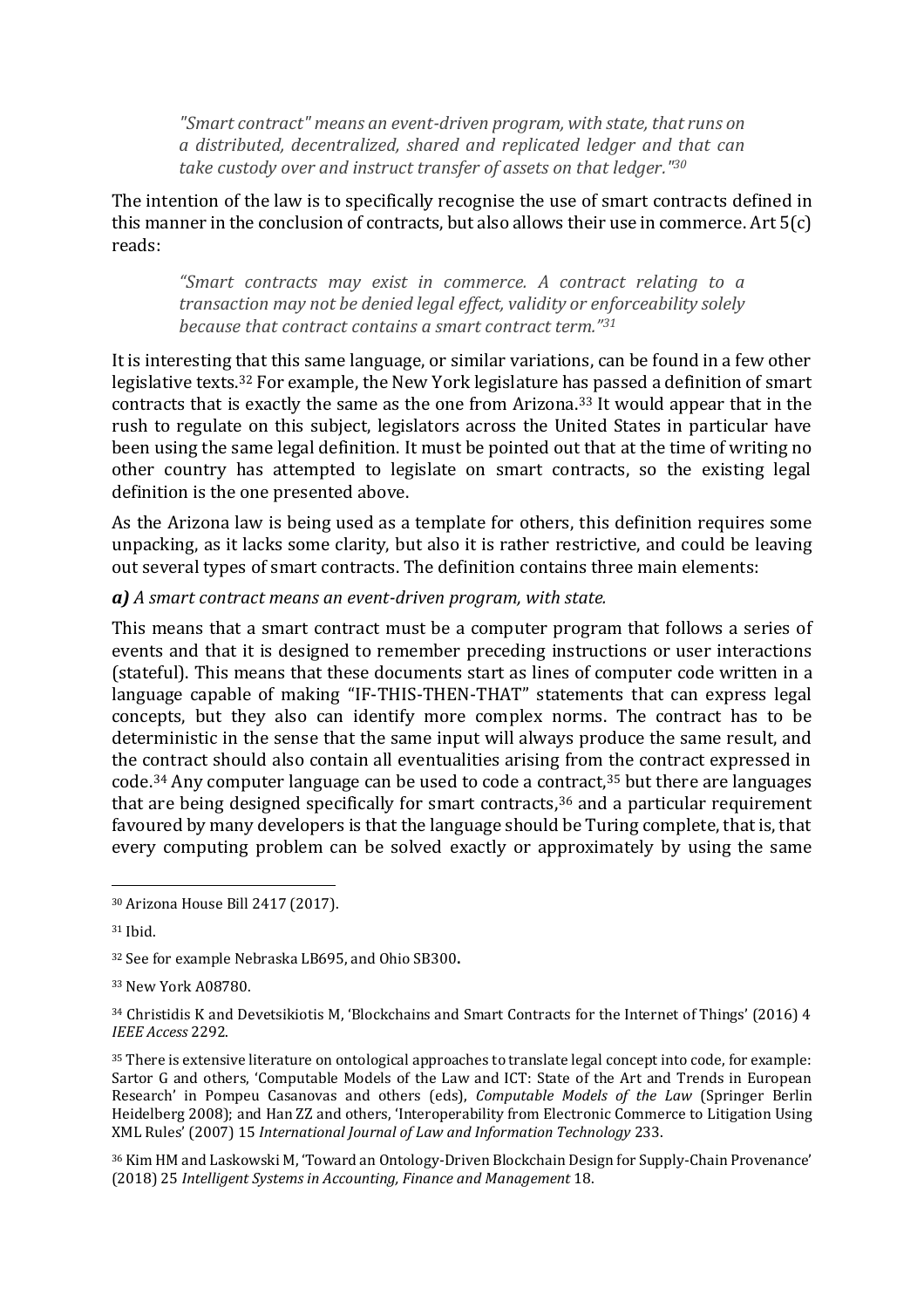> *"Smart contract" means an event-driven program, with state, that runs on a distributed, decentralized, shared and replicated ledger and that can take custody over and instruct transfer of assets on that ledger."*[30]

The intention of the law is to specifically recognise the use of smart contracts defined in this manner in the conclusion of contracts, but also allows their use in commerce. Art 5(c) reads:

> *"Smart contracts may exist in commerce. A contract relating to a transaction may not be denied legal effect, validity or enforceability solely because that contract contains a smart contract term."*[31]

It is interesting that this same language, or similar variations, can be found in a few other legislative texts.[32] For example, the New York legislature has passed a definition of smart contracts that is exactly the same as the one from Arizona.[33] It would appear that in the rush to regulate on this subject, legislators across the United States in particular have been using the same legal definition. It must be pointed out that at the time of writing no other country has attempted to legislate on smart contracts, so the existing legal definition is the one presented above.

As the Arizona law is being used as a template for others, this definition requires some unpacking, as it lacks some clarity, but also it is rather restrictive, and could be leaving out several types of smart contracts. The definition contains three main elements:

***a)*** *A smart contract means an event-driven program, with state.*

This means that a smart contract must be a computer program that follows a series of events and that it is designed to remember preceding instructions or user interactions (stateful). This means that these documents start as lines of computer code written in a language capable of making "IF-THIS-THEN-THAT" statements that can express legal concepts, but they also can identify more complex norms. The contract has to be deterministic in the sense that the same input will always produce the same result, and the contract should also contain all eventualities arising from the contract expressed in code.[34] Any computer language can be used to code a contract,[35] but there are languages that are being designed specifically for smart contracts,[36] and a particular requirement favoured by many developers is that the language should be Turing complete, that is, that every computing problem can be solved exactly or approximately by using the same

---

[30] Arizona House Bill 2417 (2017).

[31] Ibid.

[32] See for example Nebraska LB695, and Ohio SB300.

[33] New York A08780.

[34] Christidis K and Devetsikiotis M, 'Blockchains and Smart Contracts for the Internet of Things' (2016) 4 *IEEE Access* 2292.

[35] There is extensive literature on ontological approaches to translate legal concept into code, for example: Sartor G and others, 'Computable Models of the Law and ICT: State of the Art and Trends in European Research' in Pompeu Casanovas and others (eds), *Computable Models of the Law* (Springer Berlin Heidelberg 2008); and Han ZZ and others, 'Interoperability from Electronic Commerce to Litigation Using XML Rules' (2007) 15 *International Journal of Law and Information Technology* 233.

[36] Kim HM and Laskowski M, 'Toward an Ontology-Driven Blockchain Design for Supply-Chain Provenance' (2018) 25 *Intelligent Systems in Accounting, Finance and Management* 18.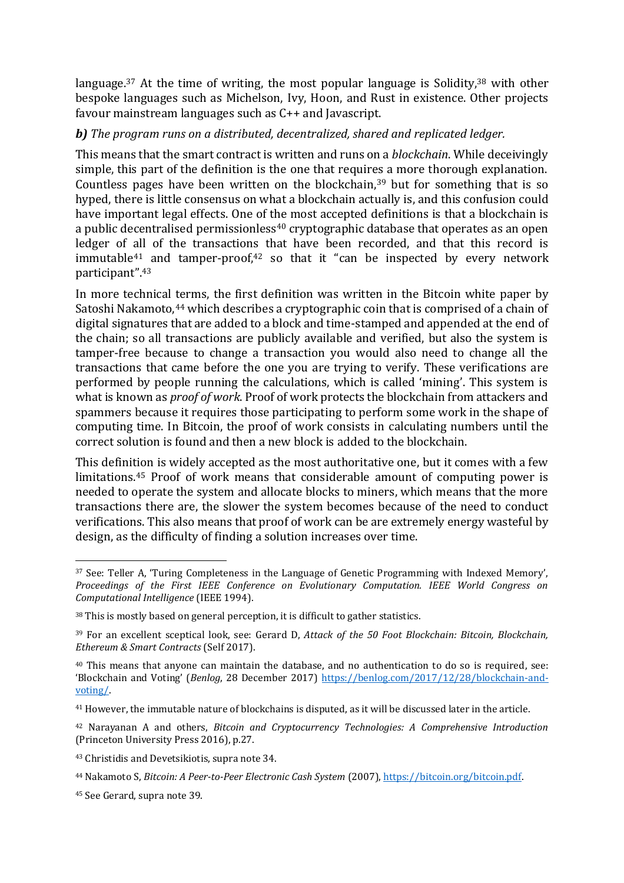language.[37] At the time of writing, the most popular language is Solidity,[38] with other bespoke languages such as Michelson, Ivy, Hoon, and Rust in existence. Other projects favour mainstream languages such as C++ and Javascript.

***b)*** *The program runs on a distributed, decentralized, shared and replicated ledger.*

This means that the smart contract is written and runs on a *blockchain*. While deceivingly simple, this part of the definition is the one that requires a more thorough explanation. Countless pages have been written on the blockchain,[39] but for something that is so hyped, there is little consensus on what a blockchain actually is, and this confusion could have important legal effects. One of the most accepted definitions is that a blockchain is a public decentralised permissionless[40] cryptographic database that operates as an open ledger of all of the transactions that have been recorded, and that this record is immutable[41] and tamper-proof,[42] so that it "can be inspected by every network participant".[43]

In more technical terms, the first definition was written in the Bitcoin white paper by Satoshi Nakamoto,[44] which describes a cryptographic coin that is comprised of a chain of digital signatures that are added to a block and time-stamped and appended at the end of the chain; so all transactions are publicly available and verified, but also the system is tamper-free because to change a transaction you would also need to change all the transactions that came before the one you are trying to verify. These verifications are performed by people running the calculations, which is called 'mining'. This system is what is known as *proof of work*. Proof of work protects the blockchain from attackers and spammers because it requires those participating to perform some work in the shape of computing time. In Bitcoin, the proof of work consists in calculating numbers until the correct solution is found and then a new block is added to the blockchain.

This definition is widely accepted as the most authoritative one, but it comes with a few limitations.[45] Proof of work means that considerable amount of computing power is needed to operate the system and allocate blocks to miners, which means that the more transactions there are, the slower the system becomes because of the need to conduct verifications. This also means that proof of work can be are extremely energy wasteful by design, as the difficulty of finding a solution increases over time.

---

[37] See: Teller A, 'Turing Completeness in the Language of Genetic Programming with Indexed Memory', *Proceedings of the First IEEE Conference on Evolutionary Computation. IEEE World Congress on Computational Intelligence* (IEEE 1994).

[38] This is mostly based on general perception, it is difficult to gather statistics.

[39] For an excellent sceptical look, see: Gerard D, *Attack of the 50 Foot Blockchain: Bitcoin, Blockchain, Ethereum & Smart Contracts* (Self 2017).

[40] This means that anyone can maintain the database, and no authentication to do so is required, see: 'Blockchain and Voting' (*Benlog*, 28 December 2017) https://benlog.com/2017/12/28/blockchain-and-voting/.

[41] However, the immutable nature of blockchains is disputed, as it will be discussed later in the article.

[42] Narayanan A and others, *Bitcoin and Cryptocurrency Technologies: A Comprehensive Introduction* (Princeton University Press 2016), p.27.

[43] Christidis and Devetsikiotis, supra note 34.

[44] Nakamoto S, *Bitcoin: A Peer-to-Peer Electronic Cash System* (2007), https://bitcoin.org/bitcoin.pdf.

[45] See Gerard, supra note 39.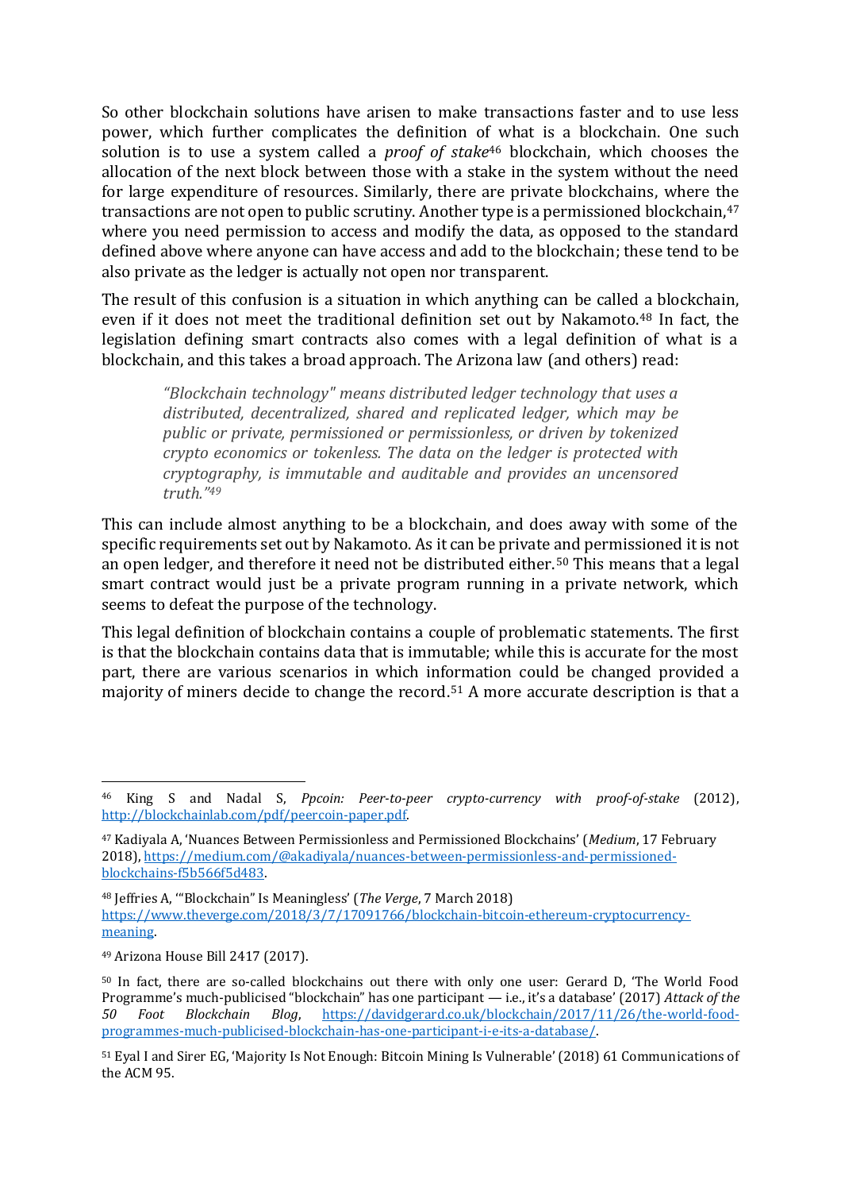So other blockchain solutions have arisen to make transactions faster and to use less power, which further complicates the definition of what is a blockchain. One such solution is to use a system called a *proof of stake*[46] blockchain, which chooses the allocation of the next block between those with a stake in the system without the need for large expenditure of resources. Similarly, there are private blockchains, where the transactions are not open to public scrutiny. Another type is a permissioned blockchain,[47] where you need permission to access and modify the data, as opposed to the standard defined above where anyone can have access and add to the blockchain; these tend to be also private as the ledger is actually not open nor transparent.

The result of this confusion is a situation in which anything can be called a blockchain, even if it does not meet the traditional definition set out by Nakamoto.[48] In fact, the legislation defining smart contracts also comes with a legal definition of what is a blockchain, and this takes a broad approach. The Arizona law (and others) read:

> *"Blockchain technology" means distributed ledger technology that uses a distributed, decentralized, shared and replicated ledger, which may be public or private, permissioned or permissionless, or driven by tokenized crypto economics or tokenless. The data on the ledger is protected with cryptography, is immutable and auditable and provides an uncensored truth."*[49]

This can include almost anything to be a blockchain, and does away with some of the specific requirements set out by Nakamoto. As it can be private and permissioned it is not an open ledger, and therefore it need not be distributed either.[50] This means that a legal smart contract would just be a private program running in a private network, which seems to defeat the purpose of the technology.

This legal definition of blockchain contains a couple of problematic statements. The first is that the blockchain contains data that is immutable; while this is accurate for the most part, there are various scenarios in which information could be changed provided a majority of miners decide to change the record.[51] A more accurate description is that a

---

[46] King S and Nadal S, *Ppcoin: Peer-to-peer crypto-currency with proof-of-stake* (2012), http://blockchainlab.com/pdf/peercoin-paper.pdf.

[47] Kadiyala A, 'Nuances Between Permissionless and Permissioned Blockchains' (*Medium*, 17 February 2018), https://medium.com/@akadiyala/nuances-between-permissionless-and-permissioned-blockchains-f5b566f5d483.

[48] Jeffries A, '"Blockchain" Is Meaningless' (*The Verge*, 7 March 2018) https://www.theverge.com/2018/3/7/17091766/blockchain-bitcoin-ethereum-cryptocurrency-meaning.

[49] Arizona House Bill 2417 (2017).

[50] In fact, there are so-called blockchains out there with only one user: Gerard D, 'The World Food Programme's much-publicised "blockchain" has one participant — i.e., it's a database' (2017) *Attack of the 50 Foot Blockchain Blog*, https://davidgerard.co.uk/blockchain/2017/11/26/the-world-food-programmes-much-publicised-blockchain-has-one-participant-i-e-its-a-database/.

[51] Eyal I and Sirer EG, 'Majority Is Not Enough: Bitcoin Mining Is Vulnerable' (2018) 61 Communications of the ACM 95.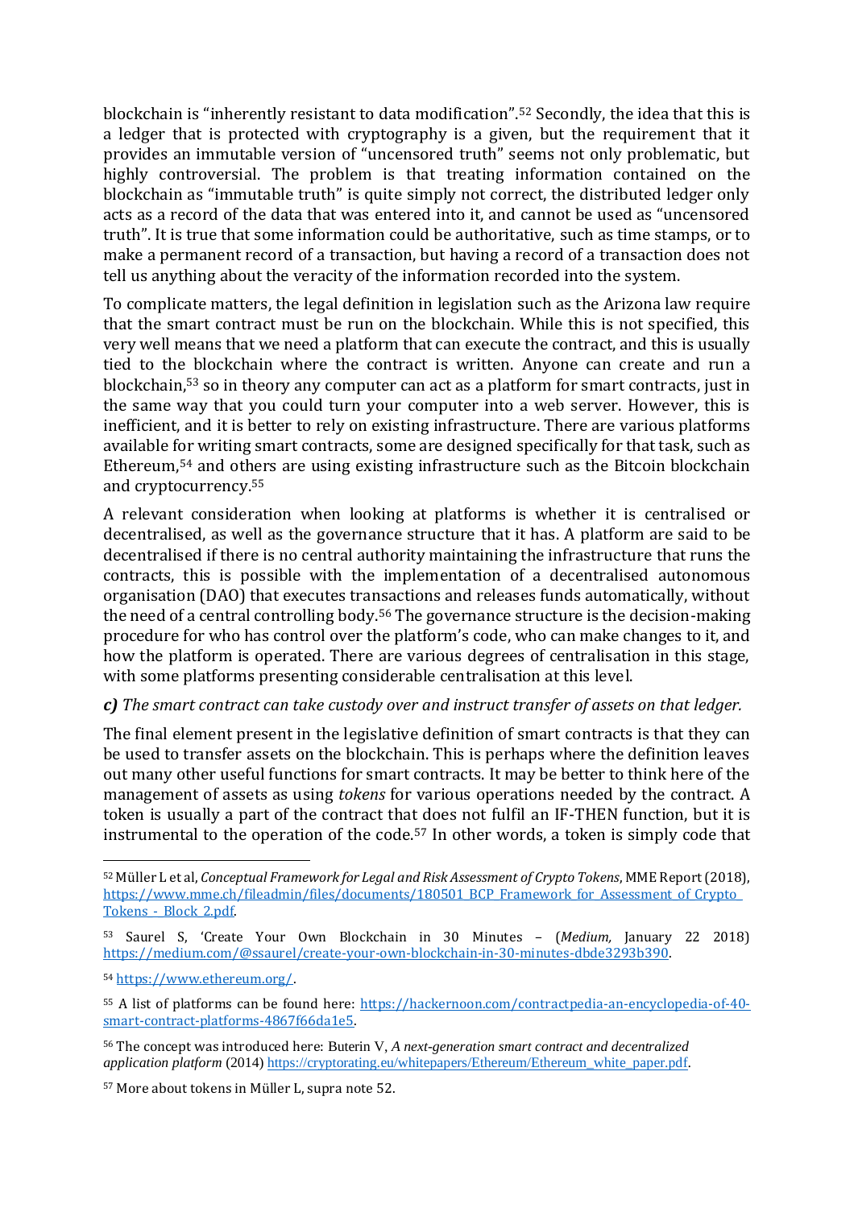blockchain is "inherently resistant to data modification".[52] Secondly, the idea that this is a ledger that is protected with cryptography is a given, but the requirement that it provides an immutable version of "uncensored truth" seems not only problematic, but highly controversial. The problem is that treating information contained on the blockchain as "immutable truth" is quite simply not correct, the distributed ledger only acts as a record of the data that was entered into it, and cannot be used as "uncensored truth". It is true that some information could be authoritative, such as time stamps, or to make a permanent record of a transaction, but having a record of a transaction does not tell us anything about the veracity of the information recorded into the system.

To complicate matters, the legal definition in legislation such as the Arizona law require that the smart contract must be run on the blockchain. While this is not specified, this very well means that we need a platform that can execute the contract, and this is usually tied to the blockchain where the contract is written. Anyone can create and run a blockchain,[53] so in theory any computer can act as a platform for smart contracts, just in the same way that you could turn your computer into a web server. However, this is inefficient, and it is better to rely on existing infrastructure. There are various platforms available for writing smart contracts, some are designed specifically for that task, such as Ethereum,[54] and others are using existing infrastructure such as the Bitcoin blockchain and cryptocurrency.[55]

A relevant consideration when looking at platforms is whether it is centralised or decentralised, as well as the governance structure that it has. A platform are said to be decentralised if there is no central authority maintaining the infrastructure that runs the contracts, this is possible with the implementation of a decentralised autonomous organisation (DAO) that executes transactions and releases funds automatically, without the need of a central controlling body.[56] The governance structure is the decision-making procedure for who has control over the platform's code, who can make changes to it, and how the platform is operated. There are various degrees of centralisation in this stage, with some platforms presenting considerable centralisation at this level.

***c)*** *The smart contract can take custody over and instruct transfer of assets on that ledger.*

The final element present in the legislative definition of smart contracts is that they can be used to transfer assets on the blockchain. This is perhaps where the definition leaves out many other useful functions for smart contracts. It may be better to think here of the management of assets as using *tokens* for various operations needed by the contract. A token is usually a part of the contract that does not fulfil an IF-THEN function, but it is instrumental to the operation of the code.[57] In other words, a token is simply code that

---

[52] Müller L et al, *Conceptual Framework for Legal and Risk Assessment of Crypto Tokens*, MME Report (2018), https://www.mme.ch/fileadmin/files/documents/180501_BCP_Framework_for_Assessment_of_Crypto_Tokens_-_Block_2.pdf.

[53] Saurel S, 'Create Your Own Blockchain in 30 Minutes – (*Medium,* January 22 2018) https://medium.com/@ssaurel/create-your-own-blockchain-in-30-minutes-dbde3293b390.

[54] https://www.ethereum.org/.

[55] A list of platforms can be found here: https://hackernoon.com/contractpedia-an-encyclopedia-of-40-smart-contract-platforms-4867f66da1e5.

[56] The concept was introduced here: Buterin V, *A next-generation smart contract and decentralized application platform* (2014) https://cryptorating.eu/whitepapers/Ethereum/Ethereum_white_paper.pdf.

[57] More about tokens in Müller L, supra note 52.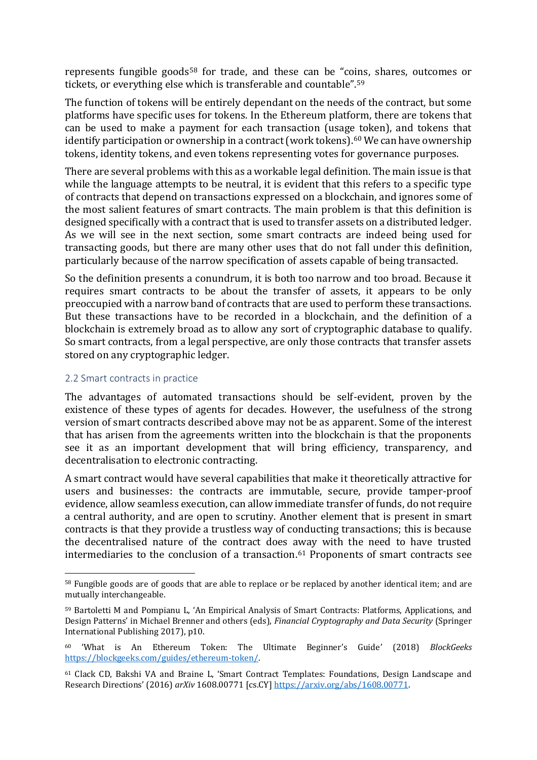represents fungible goods[58] for trade, and these can be "coins, shares, outcomes or tickets, or everything else which is transferable and countable".[59]

The function of tokens will be entirely dependant on the needs of the contract, but some platforms have specific uses for tokens. In the Ethereum platform, there are tokens that can be used to make a payment for each transaction (usage token), and tokens that identify participation or ownership in a contract (work tokens).[60] We can have ownership tokens, identity tokens, and even tokens representing votes for governance purposes.

There are several problems with this as a workable legal definition. The main issue is that while the language attempts to be neutral, it is evident that this refers to a specific type of contracts that depend on transactions expressed on a blockchain, and ignores some of the most salient features of smart contracts. The main problem is that this definition is designed specifically with a contract that is used to transfer assets on a distributed ledger. As we will see in the next section, some smart contracts are indeed being used for transacting goods, but there are many other uses that do not fall under this definition, particularly because of the narrow specification of assets capable of being transacted.

So the definition presents a conundrum, it is both too narrow and too broad. Because it requires smart contracts to be about the transfer of assets, it appears to be only preoccupied with a narrow band of contracts that are used to perform these transactions. But these transactions have to be recorded in a blockchain, and the definition of a blockchain is extremely broad as to allow any sort of cryptographic database to qualify. So smart contracts, from a legal perspective, are only those contracts that transfer assets stored on any cryptographic ledger.

### 2.2 Smart contracts in practice

The advantages of automated transactions should be self-evident, proven by the existence of these types of agents for decades. However, the usefulness of the strong version of smart contracts described above may not be as apparent. Some of the interest that has arisen from the agreements written into the blockchain is that the proponents see it as an important development that will bring efficiency, transparency, and decentralisation to electronic contracting.

A smart contract would have several capabilities that make it theoretically attractive for users and businesses: the contracts are immutable, secure, provide tamper-proof evidence, allow seamless execution, can allow immediate transfer of funds, do not require a central authority, and are open to scrutiny. Another element that is present in smart contracts is that they provide a trustless way of conducting transactions; this is because the decentralised nature of the contract does away with the need to have trusted intermediaries to the conclusion of a transaction.[61] Proponents of smart contracts see

---

[58] Fungible goods are of goods that are able to replace or be replaced by another identical item; and are mutually interchangeable.

[59] Bartoletti M and Pompianu L, 'An Empirical Analysis of Smart Contracts: Platforms, Applications, and Design Patterns' in Michael Brenner and others (eds), *Financial Cryptography and Data Security* (Springer International Publishing 2017), p10.

[60] 'What is An Ethereum Token: The Ultimate Beginner's Guide' (2018) *BlockGeeks* https://blockgeeks.com/guides/ethereum-token/.

[61] Clack CD, Bakshi VA and Braine L, 'Smart Contract Templates: Foundations, Design Landscape and Research Directions' (2016) *arXiv* 1608.00771 [cs.CY] https://arxiv.org/abs/1608.00771.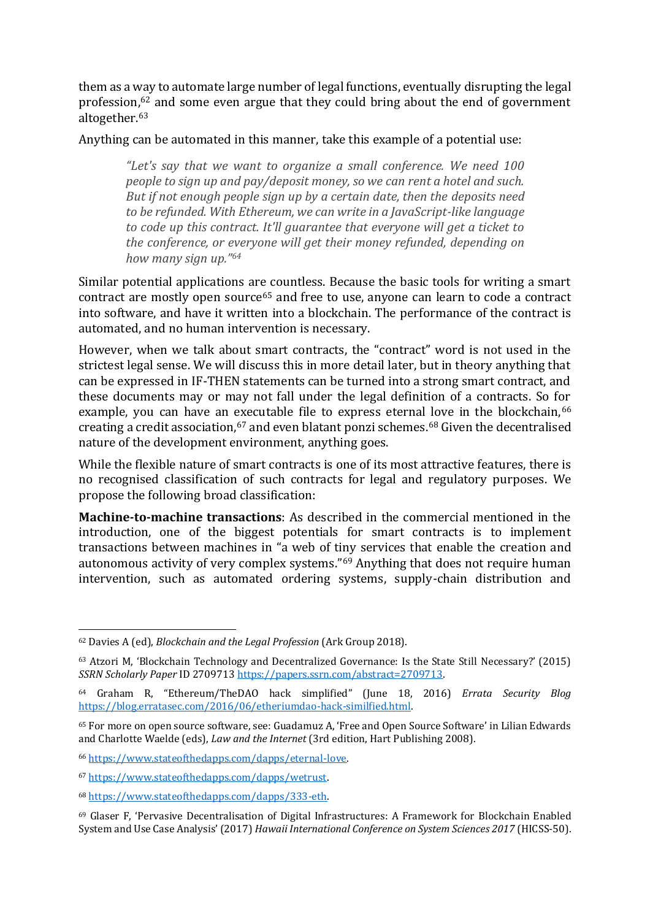them as a way to automate large number of legal functions, eventually disrupting the legal profession,[62] and some even argue that they could bring about the end of government altogether.[63]

Anything can be automated in this manner, take this example of a potential use:

> *"Let's say that we want to organize a small conference. We need 100 people to sign up and pay/deposit money, so we can rent a hotel and such. But if not enough people sign up by a certain date, then the deposits need to be refunded. With Ethereum, we can write in a JavaScript-like language to code up this contract. It'll guarantee that everyone will get a ticket to the conference, or everyone will get their money refunded, depending on how many sign up."[64]*

Similar potential applications are countless. Because the basic tools for writing a smart contract are mostly open source[65] and free to use, anyone can learn to code a contract into software, and have it written into a blockchain. The performance of the contract is automated, and no human intervention is necessary.

However, when we talk about smart contracts, the "contract" word is not used in the strictest legal sense. We will discuss this in more detail later, but in theory anything that can be expressed in IF-THEN statements can be turned into a strong smart contract, and these documents may or may not fall under the legal definition of a contracts. So for example, you can have an executable file to express eternal love in the blockchain,[66] creating a credit association,[67] and even blatant ponzi schemes.[68] Given the decentralised nature of the development environment, anything goes.

While the flexible nature of smart contracts is one of its most attractive features, there is no recognised classification of such contracts for legal and regulatory purposes. We propose the following broad classification:

**Machine-to-machine transactions**: As described in the commercial mentioned in the introduction, one of the biggest potentials for smart contracts is to implement transactions between machines in "a web of tiny services that enable the creation and autonomous activity of very complex systems."[69] Anything that does not require human intervention, such as automated ordering systems, supply-chain distribution and

---

[62] Davies A (ed), *Blockchain and the Legal Profession* (Ark Group 2018).

[63] Atzori M, 'Blockchain Technology and Decentralized Governance: Is the State Still Necessary?' (2015) *SSRN Scholarly Paper* ID 2709713 https://papers.ssrn.com/abstract=2709713.

[64] Graham R, "Ethereum/TheDAO hack simplified" (June 18, 2016) *Errata Security Blog* https://blog.erratasec.com/2016/06/etheriumdao-hack-similfied.html.

[65] For more on open source software, see: Guadamuz A, 'Free and Open Source Software' in Lilian Edwards and Charlotte Waelde (eds), *Law and the Internet* (3rd edition, Hart Publishing 2008).

[66] https://www.stateofthedapps.com/dapps/eternal-love.

[67] https://www.stateofthedapps.com/dapps/wetrust.

[68] https://www.stateofthedapps.com/dapps/333-eth.

[69] Glaser F, 'Pervasive Decentralisation of Digital Infrastructures: A Framework for Blockchain Enabled System and Use Case Analysis' (2017) *Hawaii International Conference on System Sciences 2017* (HICSS-50).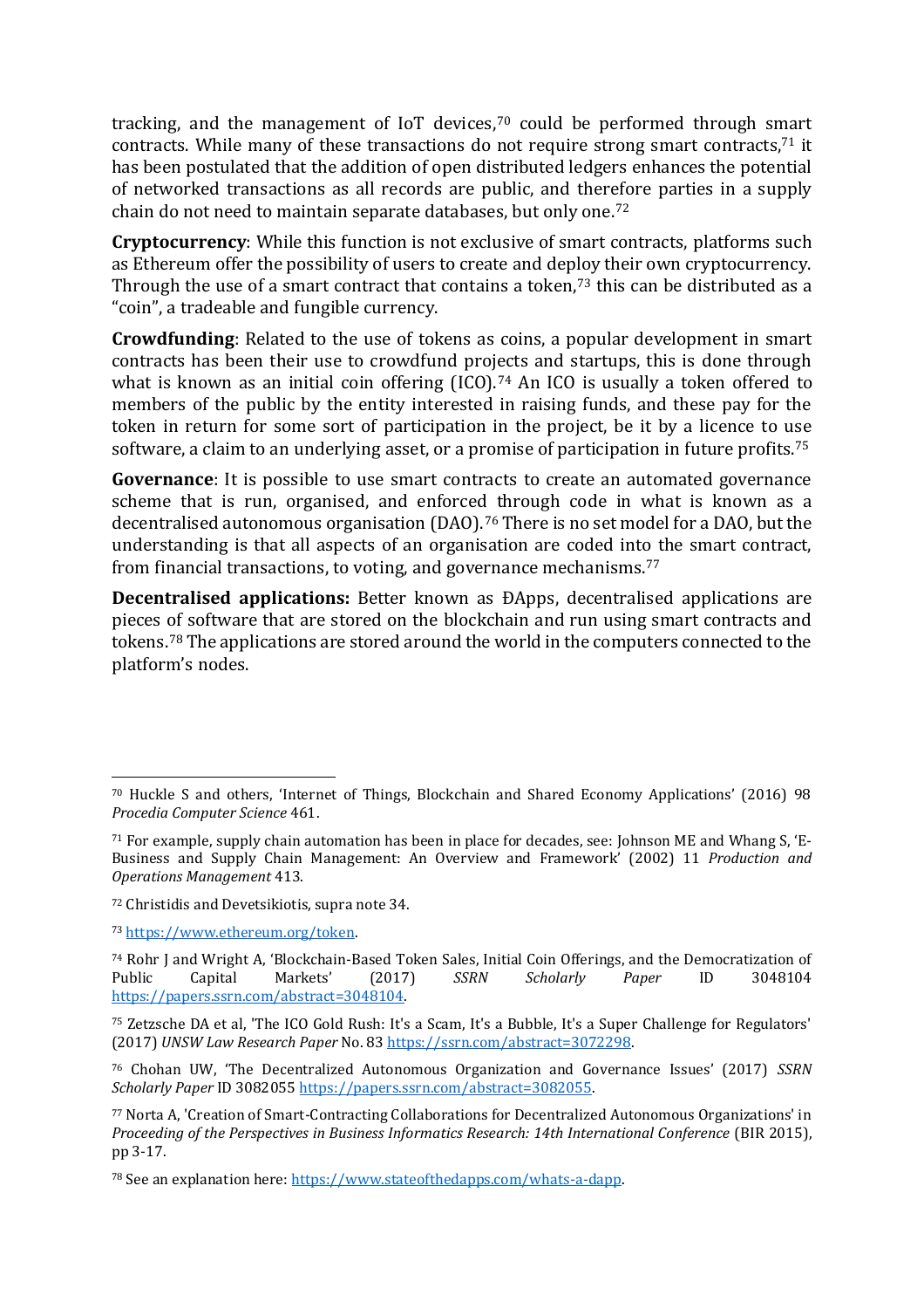tracking, and the management of IoT devices,[70] could be performed through smart contracts. While many of these transactions do not require strong smart contracts,[71] it has been postulated that the addition of open distributed ledgers enhances the potential of networked transactions as all records are public, and therefore parties in a supply chain do not need to maintain separate databases, but only one.[72]

**Cryptocurrency**: While this function is not exclusive of smart contracts, platforms such as Ethereum offer the possibility of users to create and deploy their own cryptocurrency. Through the use of a smart contract that contains a token,[73] this can be distributed as a "coin", a tradeable and fungible currency.

**Crowdfunding**: Related to the use of tokens as coins, a popular development in smart contracts has been their use to crowdfund projects and startups, this is done through what is known as an initial coin offering (ICO).[74] An ICO is usually a token offered to members of the public by the entity interested in raising funds, and these pay for the token in return for some sort of participation in the project, be it by a licence to use software, a claim to an underlying asset, or a promise of participation in future profits.[75]

**Governance**: It is possible to use smart contracts to create an automated governance scheme that is run, organised, and enforced through code in what is known as a decentralised autonomous organisation (DAO).[76] There is no set model for a DAO, but the understanding is that all aspects of an organisation are coded into the smart contract, from financial transactions, to voting, and governance mechanisms.[77]

**Decentralised applications:** Better known as ĐApps, decentralised applications are pieces of software that are stored on the blockchain and run using smart contracts and tokens.[78] The applications are stored around the world in the computers connected to the platform's nodes.

---

[70] Huckle S and others, 'Internet of Things, Blockchain and Shared Economy Applications' (2016) 98 *Procedia Computer Science* 461.

[71] For example, supply chain automation has been in place for decades, see: Johnson ME and Whang S, 'E-Business and Supply Chain Management: An Overview and Framework' (2002) 11 *Production and Operations Management* 413.

[72] Christidis and Devetsikiotis, supra note 34.

[73] https://www.ethereum.org/token.

[74] Rohr J and Wright A, 'Blockchain-Based Token Sales, Initial Coin Offerings, and the Democratization of Public Capital Markets' (2017) *SSRN Scholarly Paper* ID 3048104 https://papers.ssrn.com/abstract=3048104.

[75] Zetzsche DA et al, 'The ICO Gold Rush: It's a Scam, It's a Bubble, It's a Super Challenge for Regulators' (2017) *UNSW Law Research Paper* No. 83 https://ssrn.com/abstract=3072298.

[76] Chohan UW, 'The Decentralized Autonomous Organization and Governance Issues' (2017) *SSRN Scholarly Paper* ID 3082055 https://papers.ssrn.com/abstract=3082055.

[77] Norta A, 'Creation of Smart-Contracting Collaborations for Decentralized Autonomous Organizations' in *Proceeding of the Perspectives in Business Informatics Research: 14th International Conference* (BIR 2015), pp 3-17.

[78] See an explanation here: https://www.stateofthedapps.com/whats-a-dapp.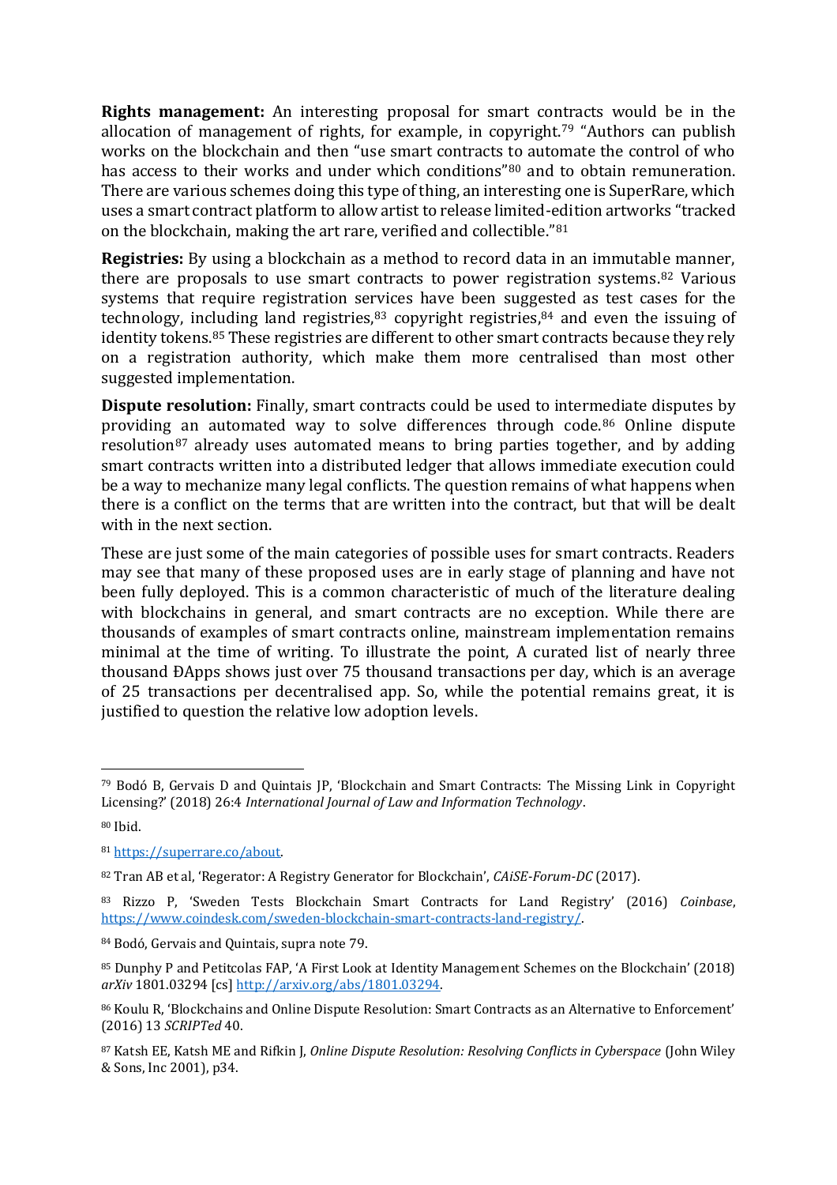**Rights management:** An interesting proposal for smart contracts would be in the allocation of management of rights, for example, in copyright.[79] "Authors can publish works on the blockchain and then "use smart contracts to automate the control of who has access to their works and under which conditions"[80] and to obtain remuneration. There are various schemes doing this type of thing, an interesting one is SuperRare, which uses a smart contract platform to allow artist to release limited-edition artworks "tracked on the blockchain, making the art rare, verified and collectible."[81]

**Registries:** By using a blockchain as a method to record data in an immutable manner, there are proposals to use smart contracts to power registration systems.[82] Various systems that require registration services have been suggested as test cases for the technology, including land registries,[83] copyright registries,[84] and even the issuing of identity tokens.[85] These registries are different to other smart contracts because they rely on a registration authority, which make them more centralised than most other suggested implementation.

**Dispute resolution:** Finally, smart contracts could be used to intermediate disputes by providing an automated way to solve differences through code.[86] Online dispute resolution[87] already uses automated means to bring parties together, and by adding smart contracts written into a distributed ledger that allows immediate execution could be a way to mechanize many legal conflicts. The question remains of what happens when there is a conflict on the terms that are written into the contract, but that will be dealt with in the next section.

These are just some of the main categories of possible uses for smart contracts. Readers may see that many of these proposed uses are in early stage of planning and have not been fully deployed. This is a common characteristic of much of the literature dealing with blockchains in general, and smart contracts are no exception. While there are thousands of examples of smart contracts online, mainstream implementation remains minimal at the time of writing. To illustrate the point, A curated list of nearly three thousand ĐApps shows just over 75 thousand transactions per day, which is an average of 25 transactions per decentralised app. So, while the potential remains great, it is justified to question the relative low adoption levels.

---

[79] Bodó B, Gervais D and Quintais JP, 'Blockchain and Smart Contracts: The Missing Link in Copyright Licensing?' (2018) 26:4 *International Journal of Law and Information Technology*.

[80] Ibid.

[81] https://superrare.co/about.

[82] Tran AB et al, 'Regerator: A Registry Generator for Blockchain', *CAiSE-Forum-DC* (2017).

[83] Rizzo P, 'Sweden Tests Blockchain Smart Contracts for Land Registry' (2016) *Coinbase*, https://www.coindesk.com/sweden-blockchain-smart-contracts-land-registry/.

[84] Bodó, Gervais and Quintais, supra note 79.

[85] Dunphy P and Petitcolas FAP, 'A First Look at Identity Management Schemes on the Blockchain' (2018) *arXiv* 1801.03294 [cs] http://arxiv.org/abs/1801.03294.

[86] Koulu R, 'Blockchains and Online Dispute Resolution: Smart Contracts as an Alternative to Enforcement' (2016) 13 *SCRIPTed* 40.

[87] Katsh EE, Katsh ME and Rifkin J, *Online Dispute Resolution: Resolving Conflicts in Cyberspace* (John Wiley & Sons, Inc 2001), p34.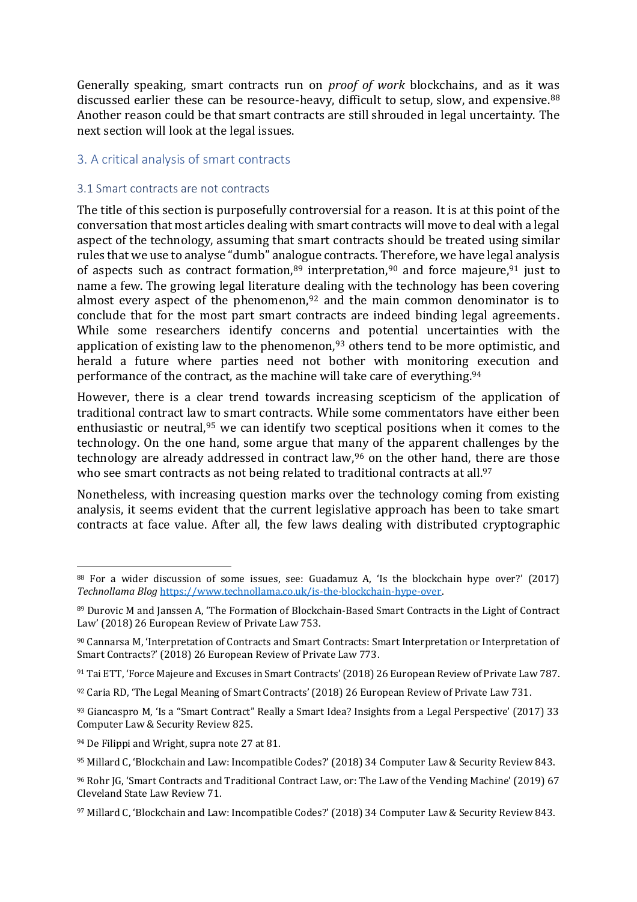Generally speaking, smart contracts run on *proof of work* blockchains, and as it was discussed earlier these can be resource-heavy, difficult to setup, slow, and expensive.[88] Another reason could be that smart contracts are still shrouded in legal uncertainty. The next section will look at the legal issues.

## 3. A critical analysis of smart contracts

### 3.1 Smart contracts are not contracts

The title of this section is purposefully controversial for a reason. It is at this point of the conversation that most articles dealing with smart contracts will move to deal with a legal aspect of the technology, assuming that smart contracts should be treated using similar rules that we use to analyse "dumb" analogue contracts. Therefore, we have legal analysis of aspects such as contract formation,[89] interpretation,[90] and force majeure,[91] just to name a few. The growing legal literature dealing with the technology has been covering almost every aspect of the phenomenon,[92] and the main common denominator is to conclude that for the most part smart contracts are indeed binding legal agreements. While some researchers identify concerns and potential uncertainties with the application of existing law to the phenomenon,[93] others tend to be more optimistic, and herald a future where parties need not bother with monitoring execution and performance of the contract, as the machine will take care of everything.[94]

However, there is a clear trend towards increasing scepticism of the application of traditional contract law to smart contracts. While some commentators have either been enthusiastic or neutral,[95] we can identify two sceptical positions when it comes to the technology. On the one hand, some argue that many of the apparent challenges by the technology are already addressed in contract law,[96] on the other hand, there are those who see smart contracts as not being related to traditional contracts at all.[97]

Nonetheless, with increasing question marks over the technology coming from existing analysis, it seems evident that the current legislative approach has been to take smart contracts at face value. After all, the few laws dealing with distributed cryptographic

---

[88] For a wider discussion of some issues, see: Guadamuz A, 'Is the blockchain hype over?' (2017) *Technollama Blog* https://www.technollama.co.uk/is-the-blockchain-hype-over.

[89] Durovic M and Janssen A, 'The Formation of Blockchain-Based Smart Contracts in the Light of Contract Law' (2018) 26 European Review of Private Law 753.

[90] Cannarsa M, 'Interpretation of Contracts and Smart Contracts: Smart Interpretation or Interpretation of Smart Contracts?' (2018) 26 European Review of Private Law 773.

[91] Tai ETT, 'Force Majeure and Excuses in Smart Contracts' (2018) 26 European Review of Private Law 787.

[92] Caria RD, 'The Legal Meaning of Smart Contracts' (2018) 26 European Review of Private Law 731.

[93] Giancaspro M, 'Is a "Smart Contract" Really a Smart Idea? Insights from a Legal Perspective' (2017) 33 Computer Law & Security Review 825.

[94] De Filippi and Wright, supra note 27 at 81.

[95] Millard C, 'Blockchain and Law: Incompatible Codes?' (2018) 34 Computer Law & Security Review 843.

[96] Rohr JG, 'Smart Contracts and Traditional Contract Law, or: The Law of the Vending Machine' (2019) 67 Cleveland State Law Review 71.

[97] Millard C, 'Blockchain and Law: Incompatible Codes?' (2018) 34 Computer Law & Security Review 843.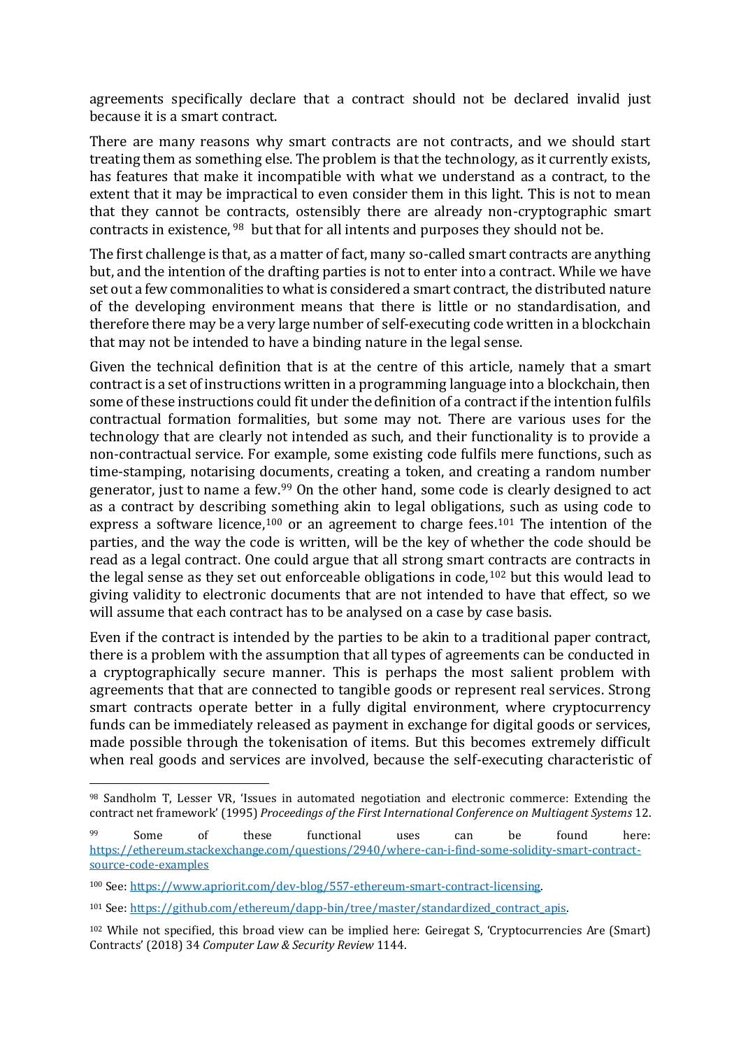agreements specifically declare that a contract should not be declared invalid just because it is a smart contract.

There are many reasons why smart contracts are not contracts, and we should start treating them as something else. The problem is that the technology, as it currently exists, has features that make it incompatible with what we understand as a contract, to the extent that it may be impractical to even consider them in this light. This is not to mean that they cannot be contracts, ostensibly there are already non-cryptographic smart contracts in existence, [98] but that for all intents and purposes they should not be.

The first challenge is that, as a matter of fact, many so-called smart contracts are anything but, and the intention of the drafting parties is not to enter into a contract. While we have set out a few commonalities to what is considered a smart contract, the distributed nature of the developing environment means that there is little or no standardisation, and therefore there may be a very large number of self-executing code written in a blockchain that may not be intended to have a binding nature in the legal sense.

Given the technical definition that is at the centre of this article, namely that a smart contract is a set of instructions written in a programming language into a blockchain, then some of these instructions could fit under the definition of a contract if the intention fulfils contractual formation formalities, but some may not. There are various uses for the technology that are clearly not intended as such, and their functionality is to provide a non-contractual service. For example, some existing code fulfils mere functions, such as time-stamping, notarising documents, creating a token, and creating a random number generator, just to name a few.[99] On the other hand, some code is clearly designed to act as a contract by describing something akin to legal obligations, such as using code to express a software licence,[100] or an agreement to charge fees.[101] The intention of the parties, and the way the code is written, will be the key of whether the code should be read as a legal contract. One could argue that all strong smart contracts are contracts in the legal sense as they set out enforceable obligations in code,[102] but this would lead to giving validity to electronic documents that are not intended to have that effect, so we will assume that each contract has to be analysed on a case by case basis.

Even if the contract is intended by the parties to be akin to a traditional paper contract, there is a problem with the assumption that all types of agreements can be conducted in a cryptographically secure manner. This is perhaps the most salient problem with agreements that that are connected to tangible goods or represent real services. Strong smart contracts operate better in a fully digital environment, where cryptocurrency funds can be immediately released as payment in exchange for digital goods or services, made possible through the tokenisation of items. But this becomes extremely difficult when real goods and services are involved, because the self-executing characteristic of

---

[98] Sandholm T, Lesser VR, 'Issues in automated negotiation and electronic commerce: Extending the contract net framework' (1995) *Proceedings of the First International Conference on Multiagent Systems* 12.

[99] Some of these functional uses can be found here: https://ethereum.stackexchange.com/questions/2940/where-can-i-find-some-solidity-smart-contract-source-code-examples

[100] See: https://www.apriorit.com/dev-blog/557-ethereum-smart-contract-licensing.

[101] See: https://github.com/ethereum/dapp-bin/tree/master/standardized_contract_apis.

[102] While not specified, this broad view can be implied here: Geiregat S, 'Cryptocurrencies Are (Smart) Contracts' (2018) 34 *Computer Law & Security Review* 1144.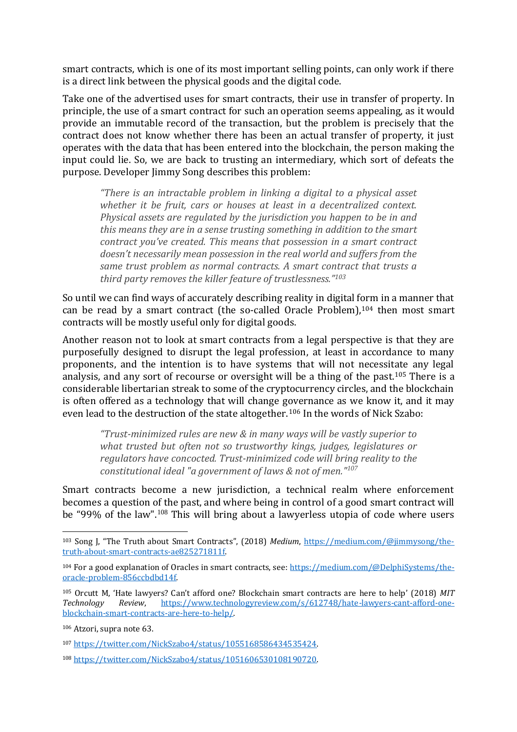smart contracts, which is one of its most important selling points, can only work if there is a direct link between the physical goods and the digital code.

Take one of the advertised uses for smart contracts, their use in transfer of property. In principle, the use of a smart contract for such an operation seems appealing, as it would provide an immutable record of the transaction, but the problem is precisely that the contract does not know whether there has been an actual transfer of property, it just operates with the data that has been entered into the blockchain, the person making the input could lie. So, we are back to trusting an intermediary, which sort of defeats the purpose. Developer Jimmy Song describes this problem:

> *"There is an intractable problem in linking a digital to a physical asset whether it be fruit, cars or houses at least in a decentralized context. Physical assets are regulated by the jurisdiction you happen to be in and this means they are in a sense trusting something in addition to the smart contract you've created. This means that possession in a smart contract doesn't necessarily mean possession in the real world and suffers from the same trust problem as normal contracts. A smart contract that trusts a third party removes the killer feature of trustlessness."*[103]

So until we can find ways of accurately describing reality in digital form in a manner that can be read by a smart contract (the so-called Oracle Problem),[104] then most smart contracts will be mostly useful only for digital goods.

Another reason not to look at smart contracts from a legal perspective is that they are purposefully designed to disrupt the legal profession, at least in accordance to many proponents, and the intention is to have systems that will not necessitate any legal analysis, and any sort of recourse or oversight will be a thing of the past.[105] There is a considerable libertarian streak to some of the cryptocurrency circles, and the blockchain is often offered as a technology that will change governance as we know it, and it may even lead to the destruction of the state altogether.[106] In the words of Nick Szabo:

> *"Trust-minimized rules are new & in many ways will be vastly superior to what trusted but often not so trustworthy kings, judges, legislatures or regulators have concocted. Trust-minimized code will bring reality to the constitutional ideal "a government of laws & not of men.""*[107]

Smart contracts become a new jurisdiction, a technical realm where enforcement becomes a question of the past, and where being in control of a good smart contract will be "99% of the law".[108] This will bring about a lawyerless utopia of code where users

---

[103] Song J, "The Truth about Smart Contracts", (2018) *Medium*, https://medium.com/@jimmysong/the-truth-about-smart-contracts-ae825271811f.

[104] For a good explanation of Oracles in smart contracts, see: https://medium.com/@DelphiSystems/the-oracle-problem-856ccbdbd14f.

[105] Orcutt M, 'Hate lawyers? Can't afford one? Blockchain smart contracts are here to help' (2018) *MIT Technology Review*, https://www.technologyreview.com/s/612748/hate-lawyers-cant-afford-one-blockchain-smart-contracts-are-here-to-help/.

[106] Atzori, supra note 63.

[107] https://twitter.com/NickSzabo4/status/1055168586434535424.

[108] https://twitter.com/NickSzabo4/status/1051606530108190720.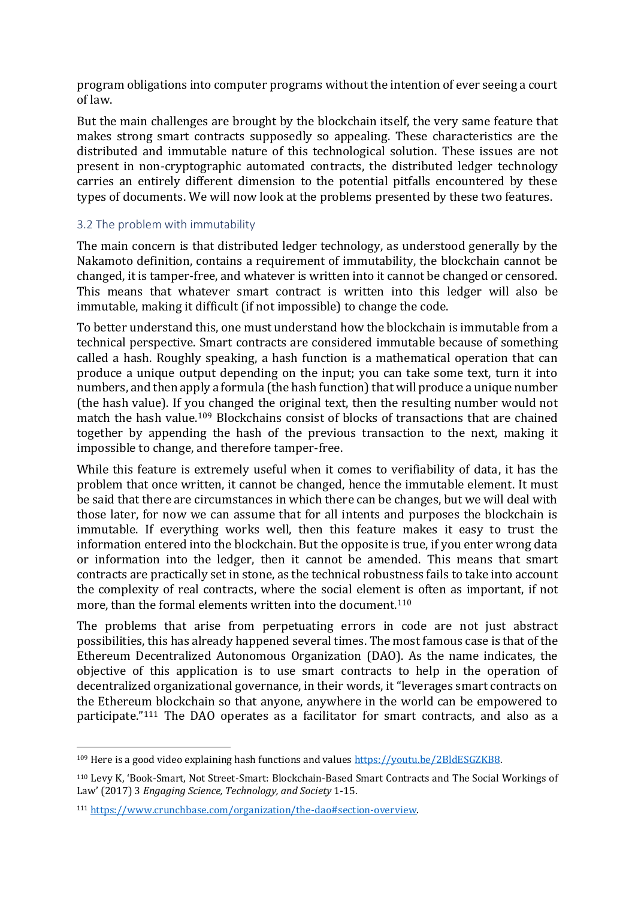program obligations into computer programs without the intention of ever seeing a court of law.

But the main challenges are brought by the blockchain itself, the very same feature that makes strong smart contracts supposedly so appealing. These characteristics are the distributed and immutable nature of this technological solution. These issues are not present in non-cryptographic automated contracts, the distributed ledger technology carries an entirely different dimension to the potential pitfalls encountered by these types of documents. We will now look at the problems presented by these two features.

### 3.2 The problem with immutability

The main concern is that distributed ledger technology, as understood generally by the Nakamoto definition, contains a requirement of immutability, the blockchain cannot be changed, it is tamper-free, and whatever is written into it cannot be changed or censored. This means that whatever smart contract is written into this ledger will also be immutable, making it difficult (if not impossible) to change the code.

To better understand this, one must understand how the blockchain is immutable from a technical perspective. Smart contracts are considered immutable because of something called a hash. Roughly speaking, a hash function is a mathematical operation that can produce a unique output depending on the input; you can take some text, turn it into numbers, and then apply a formula (the hash function) that will produce a unique number (the hash value). If you changed the original text, then the resulting number would not match the hash value.[109] Blockchains consist of blocks of transactions that are chained together by appending the hash of the previous transaction to the next, making it impossible to change, and therefore tamper-free.

While this feature is extremely useful when it comes to verifiability of data, it has the problem that once written, it cannot be changed, hence the immutable element. It must be said that there are circumstances in which there can be changes, but we will deal with those later, for now we can assume that for all intents and purposes the blockchain is immutable. If everything works well, then this feature makes it easy to trust the information entered into the blockchain. But the opposite is true, if you enter wrong data or information into the ledger, then it cannot be amended. This means that smart contracts are practically set in stone, as the technical robustness fails to take into account the complexity of real contracts, where the social element is often as important, if not more, than the formal elements written into the document.[110]

The problems that arise from perpetuating errors in code are not just abstract possibilities, this has already happened several times. The most famous case is that of the Ethereum Decentralized Autonomous Organization (DAO). As the name indicates, the objective of this application is to use smart contracts to help in the operation of decentralized organizational governance, in their words, it "leverages smart contracts on the Ethereum blockchain so that anyone, anywhere in the world can be empowered to participate."[111] The DAO operates as a facilitator for smart contracts, and also as a

---

[109] Here is a good video explaining hash functions and values https://youtu.be/2BldESGZKB8.

[110] Levy K, 'Book-Smart, Not Street-Smart: Blockchain-Based Smart Contracts and The Social Workings of Law' (2017) 3 *Engaging Science, Technology, and Society* 1-15.

[111] https://www.crunchbase.com/organization/the-dao#section-overview.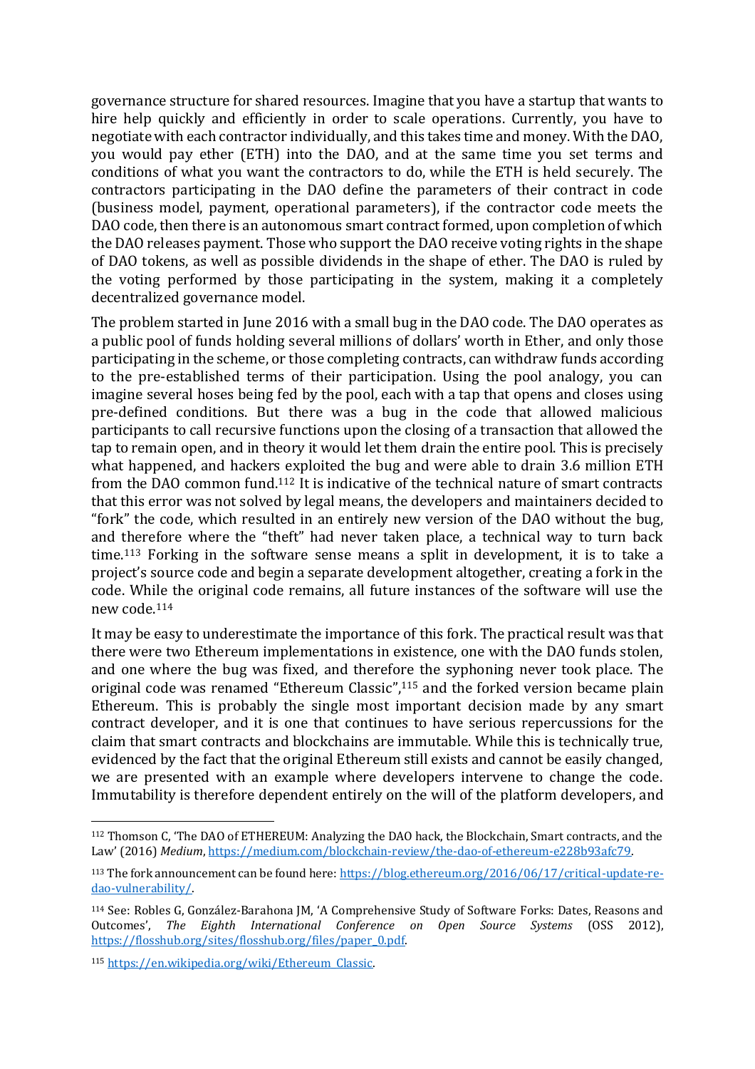governance structure for shared resources. Imagine that you have a startup that wants to hire help quickly and efficiently in order to scale operations. Currently, you have to negotiate with each contractor individually, and this takes time and money. With the DAO, you would pay ether (ETH) into the DAO, and at the same time you set terms and conditions of what you want the contractors to do, while the ETH is held securely. The contractors participating in the DAO define the parameters of their contract in code (business model, payment, operational parameters), if the contractor code meets the DAO code, then there is an autonomous smart contract formed, upon completion of which the DAO releases payment. Those who support the DAO receive voting rights in the shape of DAO tokens, as well as possible dividends in the shape of ether. The DAO is ruled by the voting performed by those participating in the system, making it a completely decentralized governance model.

The problem started in June 2016 with a small bug in the DAO code. The DAO operates as a public pool of funds holding several millions of dollars' worth in Ether, and only those participating in the scheme, or those completing contracts, can withdraw funds according to the pre-established terms of their participation. Using the pool analogy, you can imagine several hoses being fed by the pool, each with a tap that opens and closes using pre-defined conditions. But there was a bug in the code that allowed malicious participants to call recursive functions upon the closing of a transaction that allowed the tap to remain open, and in theory it would let them drain the entire pool. This is precisely what happened, and hackers exploited the bug and were able to drain 3.6 million ETH from the DAO common fund.[112] It is indicative of the technical nature of smart contracts that this error was not solved by legal means, the developers and maintainers decided to "fork" the code, which resulted in an entirely new version of the DAO without the bug, and therefore where the "theft" had never taken place, a technical way to turn back time.[113] Forking in the software sense means a split in development, it is to take a project's source code and begin a separate development altogether, creating a fork in the code. While the original code remains, all future instances of the software will use the new code.[114]

It may be easy to underestimate the importance of this fork. The practical result was that there were two Ethereum implementations in existence, one with the DAO funds stolen, and one where the bug was fixed, and therefore the syphoning never took place. The original code was renamed "Ethereum Classic",[115] and the forked version became plain Ethereum. This is probably the single most important decision made by any smart contract developer, and it is one that continues to have serious repercussions for the claim that smart contracts and blockchains are immutable. While this is technically true, evidenced by the fact that the original Ethereum still exists and cannot be easily changed, we are presented with an example where developers intervene to change the code. Immutability is therefore dependent entirely on the will of the platform developers, and

---

[112] Thomson C, 'The DAO of ETHEREUM: Analyzing the DAO hack, the Blockchain, Smart contracts, and the Law' (2016) *Medium*, https://medium.com/blockchain-review/the-dao-of-ethereum-e228b93afc79.

[113] The fork announcement can be found here: https://blog.ethereum.org/2016/06/17/critical-update-re-dao-vulnerability/.

[114] See: Robles G, González-Barahona JM, 'A Comprehensive Study of Software Forks: Dates, Reasons and Outcomes', *The Eighth International Conference on Open Source Systems* (OSS 2012), https://flosshub.org/sites/flosshub.org/files/paper_0.pdf.

[115] https://en.wikipedia.org/wiki/Ethereum_Classic.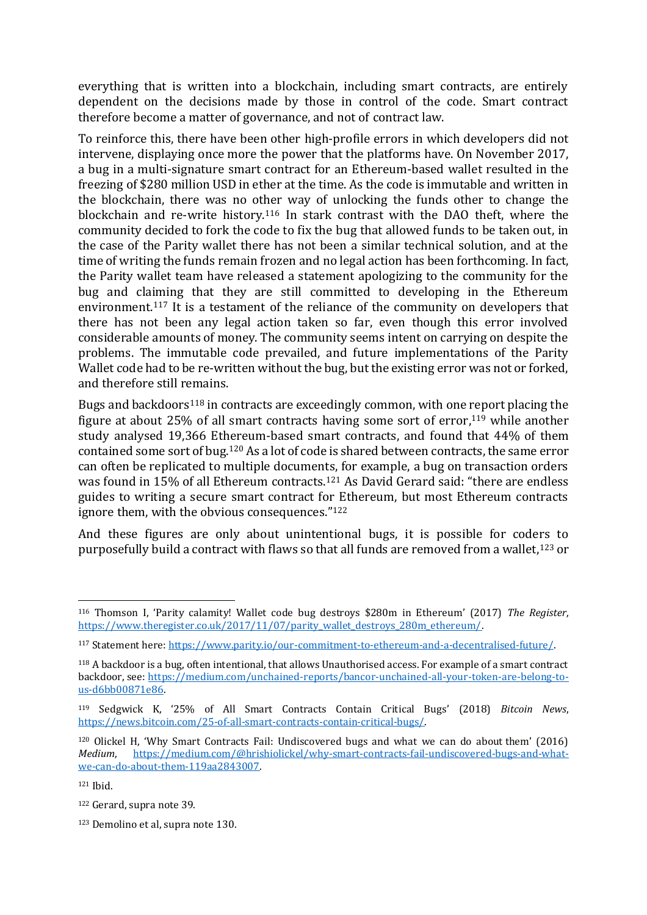everything that is written into a blockchain, including smart contracts, are entirely dependent on the decisions made by those in control of the code. Smart contract therefore become a matter of governance, and not of contract law.

To reinforce this, there have been other high-profile errors in which developers did not intervene, displaying once more the power that the platforms have. On November 2017, a bug in a multi-signature smart contract for an Ethereum-based wallet resulted in the freezing of $280 million USD in ether at the time. As the code is immutable and written in the blockchain, there was no other way of unlocking the funds other to change the blockchain and re-write history.[116] In stark contrast with the DAO theft, where the community decided to fork the code to fix the bug that allowed funds to be taken out, in the case of the Parity wallet there has not been a similar technical solution, and at the time of writing the funds remain frozen and no legal action has been forthcoming. In fact, the Parity wallet team have released a statement apologizing to the community for the bug and claiming that they are still committed to developing in the Ethereum environment.[117] It is a testament of the reliance of the community on developers that there has not been any legal action taken so far, even though this error involved considerable amounts of money. The community seems intent on carrying on despite the problems. The immutable code prevailed, and future implementations of the Parity Wallet code had to be re-written without the bug, but the existing error was not or forked, and therefore still remains.

Bugs and backdoors[118] in contracts are exceedingly common, with one report placing the figure at about 25% of all smart contracts having some sort of error,[119] while another study analysed 19,366 Ethereum-based smart contracts, and found that 44% of them contained some sort of bug.[120] As a lot of code is shared between contracts, the same error can often be replicated to multiple documents, for example, a bug on transaction orders was found in 15% of all Ethereum contracts.[121] As David Gerard said: "there are endless guides to writing a secure smart contract for Ethereum, but most Ethereum contracts ignore them, with the obvious consequences."[122]

And these figures are only about unintentional bugs, it is possible for coders to purposefully build a contract with flaws so that all funds are removed from a wallet,[123] or

---

[116] Thomson I, 'Parity calamity! Wallet code bug destroys $280m in Ethereum' (2017) *The Register*, https://www.theregister.co.uk/2017/11/07/parity_wallet_destroys_280m_ethereum/.

[117] Statement here: https://www.parity.io/our-commitment-to-ethereum-and-a-decentralised-future/.

[118] A backdoor is a bug, often intentional, that allows Unauthorised access. For example of a smart contract backdoor, see: https://medium.com/unchained-reports/bancor-unchained-all-your-token-are-belong-to-us-d6bb00871e86.

[119] Sedgwick K, '25% of All Smart Contracts Contain Critical Bugs' (2018) *Bitcoin News*, https://news.bitcoin.com/25-of-all-smart-contracts-contain-critical-bugs/.

[120] Olickel H, 'Why Smart Contracts Fail: Undiscovered bugs and what we can do about them' (2016) *Medium*, https://medium.com/@hrishiolickel/why-smart-contracts-fail-undiscovered-bugs-and-what-we-can-do-about-them-119aa2843007.

[121] Ibid.

[122] Gerard, supra note 39.

[123] Demolino et al, supra note 130.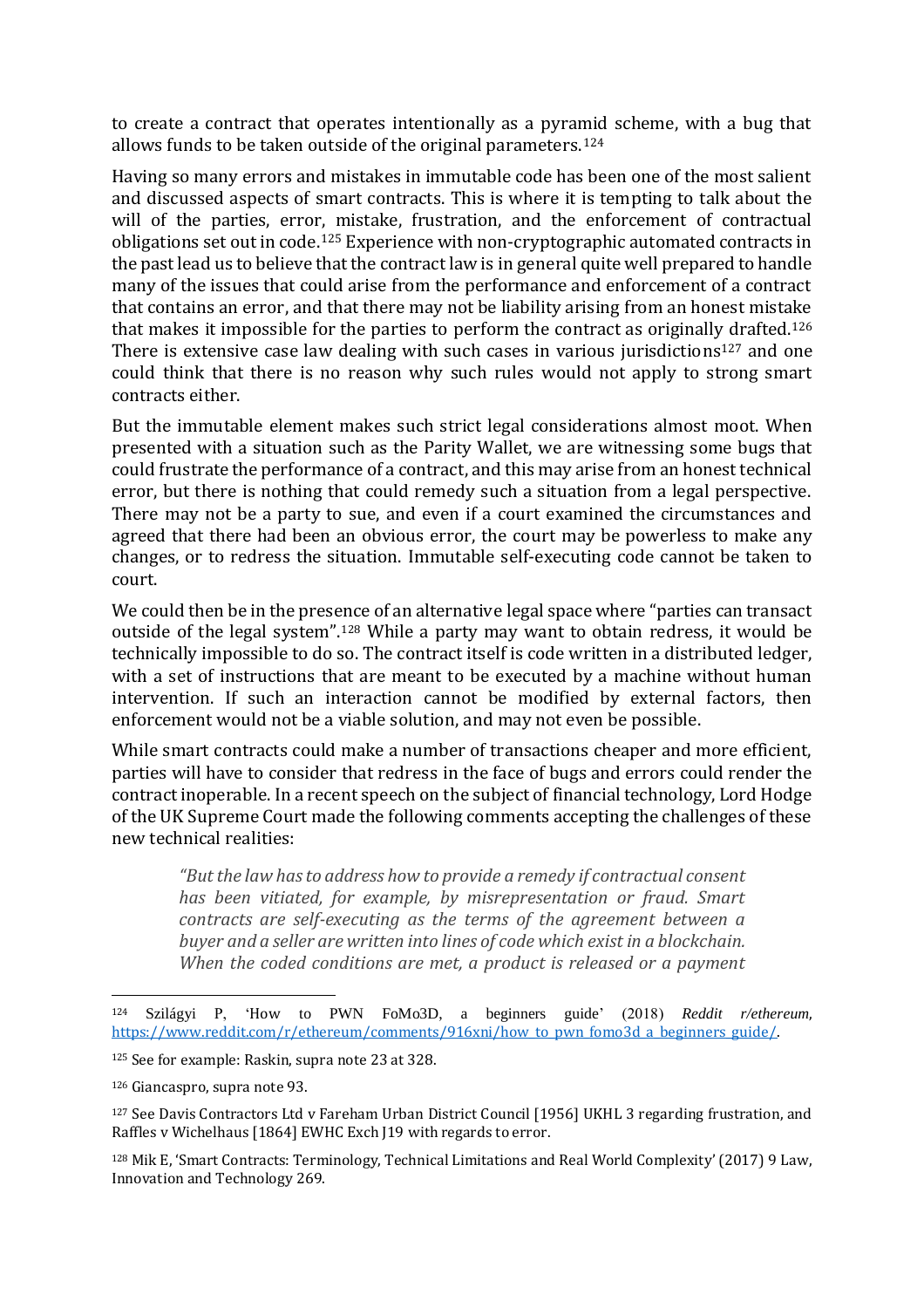to create a contract that operates intentionally as a pyramid scheme, with a bug that allows funds to be taken outside of the original parameters.[124]

Having so many errors and mistakes in immutable code has been one of the most salient and discussed aspects of smart contracts. This is where it is tempting to talk about the will of the parties, error, mistake, frustration, and the enforcement of contractual obligations set out in code.[125] Experience with non-cryptographic automated contracts in the past lead us to believe that the contract law is in general quite well prepared to handle many of the issues that could arise from the performance and enforcement of a contract that contains an error, and that there may not be liability arising from an honest mistake that makes it impossible for the parties to perform the contract as originally drafted.[126] There is extensive case law dealing with such cases in various jurisdictions[127] and one could think that there is no reason why such rules would not apply to strong smart contracts either.

But the immutable element makes such strict legal considerations almost moot. When presented with a situation such as the Parity Wallet, we are witnessing some bugs that could frustrate the performance of a contract, and this may arise from an honest technical error, but there is nothing that could remedy such a situation from a legal perspective. There may not be a party to sue, and even if a court examined the circumstances and agreed that there had been an obvious error, the court may be powerless to make any changes, or to redress the situation. Immutable self-executing code cannot be taken to court.

We could then be in the presence of an alternative legal space where "parties can transact outside of the legal system".[128] While a party may want to obtain redress, it would be technically impossible to do so. The contract itself is code written in a distributed ledger, with a set of instructions that are meant to be executed by a machine without human intervention. If such an interaction cannot be modified by external factors, then enforcement would not be a viable solution, and may not even be possible.

While smart contracts could make a number of transactions cheaper and more efficient, parties will have to consider that redress in the face of bugs and errors could render the contract inoperable. In a recent speech on the subject of financial technology, Lord Hodge of the UK Supreme Court made the following comments accepting the challenges of these new technical realities:

> *"But the law has to address how to provide a remedy if contractual consent has been vitiated, for example, by misrepresentation or fraud. Smart contracts are self-executing as the terms of the agreement between a buyer and a seller are written into lines of code which exist in a blockchain. When the coded conditions are met, a product is released or a payment*

---

[124] Szilágyi P, 'How to PWN FoMo3D, a beginners guide' (2018) *Reddit r/ethereum*, https://www.reddit.com/r/ethereum/comments/916xni/how_to_pwn_fomo3d_a_beginners_guide/.

[125] See for example: Raskin, supra note 23 at 328.

[126] Giancaspro, supra note 93.

[127] See Davis Contractors Ltd v Fareham Urban District Council [1956] UKHL 3 regarding frustration, and Raffles v Wichelhaus [1864] EWHC Exch J19 with regards to error.

[128] Mik E, 'Smart Contracts: Terminology, Technical Limitations and Real World Complexity' (2017) 9 Law, Innovation and Technology 269.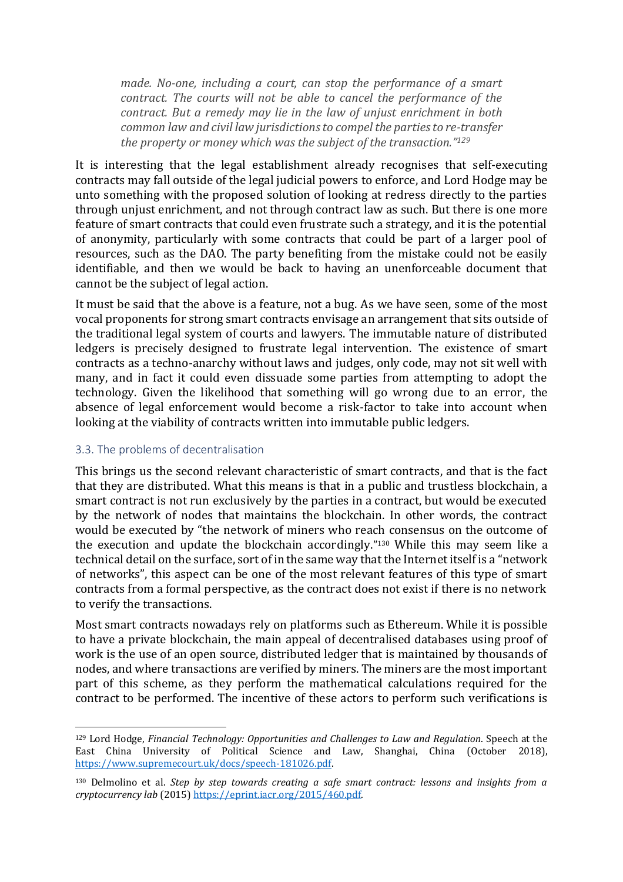> *made. No-one, including a court, can stop the performance of a smart contract. The courts will not be able to cancel the performance of the contract. But a remedy may lie in the law of unjust enrichment in both common law and civil law jurisdictions to compel the parties to re-transfer the property or money which was the subject of the transaction."*[129]

It is interesting that the legal establishment already recognises that self-executing contracts may fall outside of the legal judicial powers to enforce, and Lord Hodge may be unto something with the proposed solution of looking at redress directly to the parties through unjust enrichment, and not through contract law as such. But there is one more feature of smart contracts that could even frustrate such a strategy, and it is the potential of anonymity, particularly with some contracts that could be part of a larger pool of resources, such as the DAO. The party benefiting from the mistake could not be easily identifiable, and then we would be back to having an unenforceable document that cannot be the subject of legal action.

It must be said that the above is a feature, not a bug. As we have seen, some of the most vocal proponents for strong smart contracts envisage an arrangement that sits outside of the traditional legal system of courts and lawyers. The immutable nature of distributed ledgers is precisely designed to frustrate legal intervention. The existence of smart contracts as a techno-anarchy without laws and judges, only code, may not sit well with many, and in fact it could even dissuade some parties from attempting to adopt the technology. Given the likelihood that something will go wrong due to an error, the absence of legal enforcement would become a risk-factor to take into account when looking at the viability of contracts written into immutable public ledgers.

### 3.3. The problems of decentralisation

This brings us the second relevant characteristic of smart contracts, and that is the fact that they are distributed. What this means is that in a public and trustless blockchain, a smart contract is not run exclusively by the parties in a contract, but would be executed by the network of nodes that maintains the blockchain. In other words, the contract would be executed by "the network of miners who reach consensus on the outcome of the execution and update the blockchain accordingly."[130] While this may seem like a technical detail on the surface, sort of in the same way that the Internet itself is a "network of networks", this aspect can be one of the most relevant features of this type of smart contracts from a formal perspective, as the contract does not exist if there is no network to verify the transactions.

Most smart contracts nowadays rely on platforms such as Ethereum. While it is possible to have a private blockchain, the main appeal of decentralised databases using proof of work is the use of an open source, distributed ledger that is maintained by thousands of nodes, and where transactions are verified by miners. The miners are the most important part of this scheme, as they perform the mathematical calculations required for the contract to be performed. The incentive of these actors to perform such verifications is

---

[129] Lord Hodge, *Financial Technology: Opportunities and Challenges to Law and Regulation*. Speech at the East China University of Political Science and Law, Shanghai, China (October 2018), https://www.supremecourt.uk/docs/speech-181026.pdf.

[130] Delmolino et al. *Step by step towards creating a safe smart contract: lessons and insights from a cryptocurrency lab* (2015) https://eprint.iacr.org/2015/460.pdf.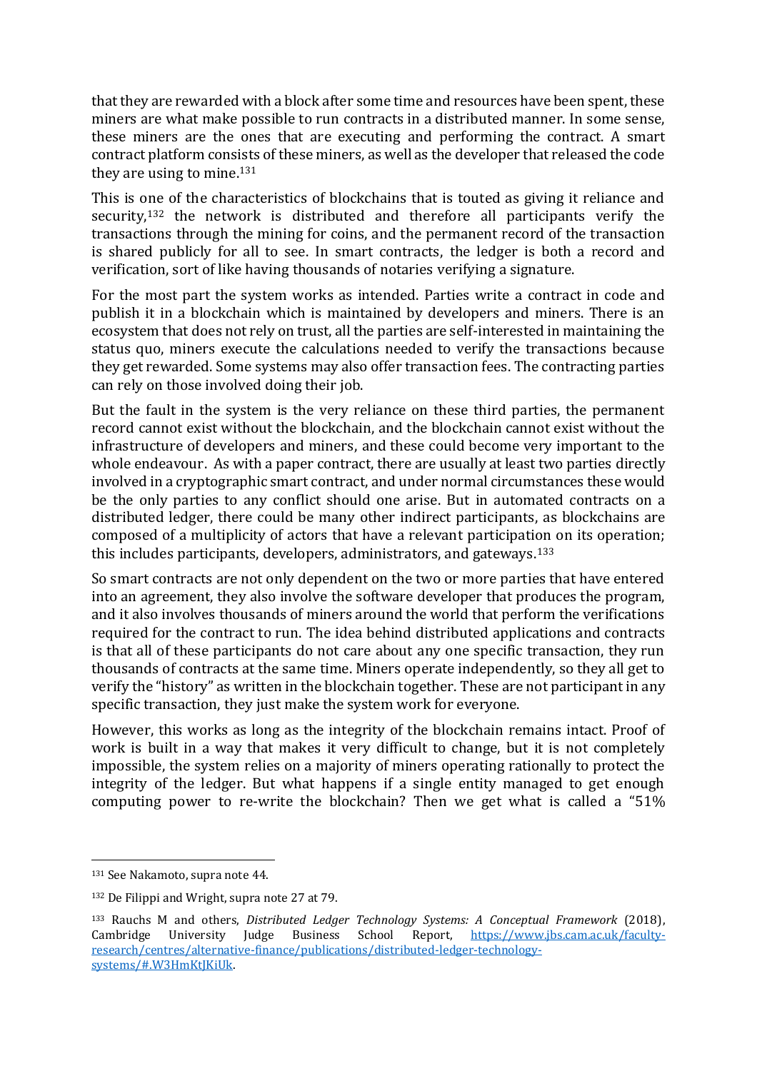that they are rewarded with a block after some time and resources have been spent, these miners are what make possible to run contracts in a distributed manner. In some sense, these miners are the ones that are executing and performing the contract. A smart contract platform consists of these miners, as well as the developer that released the code they are using to mine.[131]

This is one of the characteristics of blockchains that is touted as giving it reliance and security,[132] the network is distributed and therefore all participants verify the transactions through the mining for coins, and the permanent record of the transaction is shared publicly for all to see. In smart contracts, the ledger is both a record and verification, sort of like having thousands of notaries verifying a signature.

For the most part the system works as intended. Parties write a contract in code and publish it in a blockchain which is maintained by developers and miners. There is an ecosystem that does not rely on trust, all the parties are self-interested in maintaining the status quo, miners execute the calculations needed to verify the transactions because they get rewarded. Some systems may also offer transaction fees. The contracting parties can rely on those involved doing their job.

But the fault in the system is the very reliance on these third parties, the permanent record cannot exist without the blockchain, and the blockchain cannot exist without the infrastructure of developers and miners, and these could become very important to the whole endeavour. As with a paper contract, there are usually at least two parties directly involved in a cryptographic smart contract, and under normal circumstances these would be the only parties to any conflict should one arise. But in automated contracts on a distributed ledger, there could be many other indirect participants, as blockchains are composed of a multiplicity of actors that have a relevant participation on its operation; this includes participants, developers, administrators, and gateways.[133]

So smart contracts are not only dependent on the two or more parties that have entered into an agreement, they also involve the software developer that produces the program, and it also involves thousands of miners around the world that perform the verifications required for the contract to run. The idea behind distributed applications and contracts is that all of these participants do not care about any one specific transaction, they run thousands of contracts at the same time. Miners operate independently, so they all get to verify the "history" as written in the blockchain together. These are not participant in any specific transaction, they just make the system work for everyone.

However, this works as long as the integrity of the blockchain remains intact. Proof of work is built in a way that makes it very difficult to change, but it is not completely impossible, the system relies on a majority of miners operating rationally to protect the integrity of the ledger. But what happens if a single entity managed to get enough computing power to re-write the blockchain? Then we get what is called a "51%

---

[131] See Nakamoto, supra note 44.

[132] De Filippi and Wright, supra note 27 at 79.

[133] Rauchs M and others, *Distributed Ledger Technology Systems: A Conceptual Framework* (2018), Cambridge University Judge Business School Report, https://www.jbs.cam.ac.uk/faculty-research/centres/alternative-finance/publications/distributed-ledger-technology-systems/#.W3HmKtJKiUk.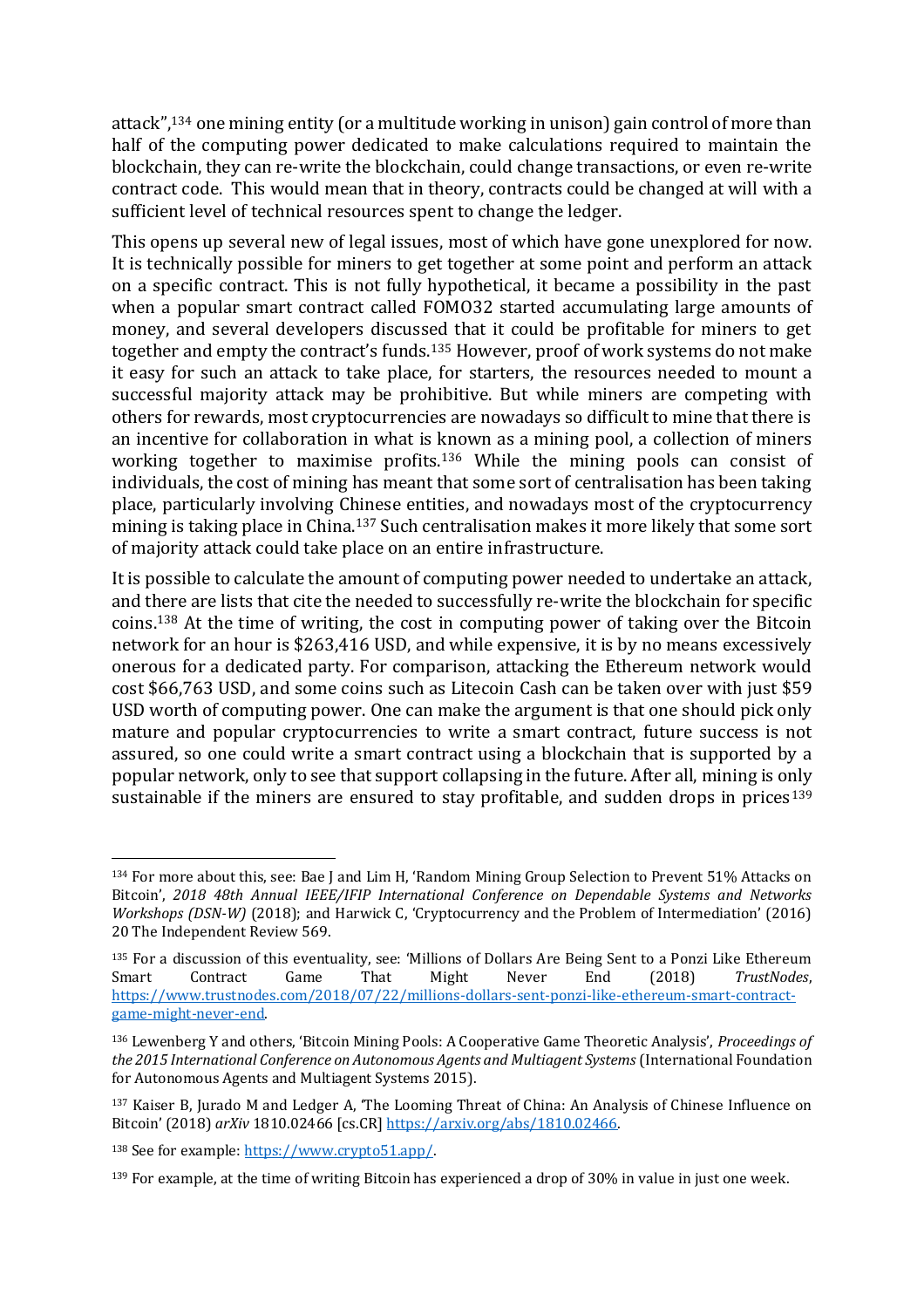attack",[134] one mining entity (or a multitude working in unison) gain control of more than half of the computing power dedicated to make calculations required to maintain the blockchain, they can re-write the blockchain, could change transactions, or even re-write contract code. This would mean that in theory, contracts could be changed at will with a sufficient level of technical resources spent to change the ledger.

This opens up several new of legal issues, most of which have gone unexplored for now. It is technically possible for miners to get together at some point and perform an attack on a specific contract. This is not fully hypothetical, it became a possibility in the past when a popular smart contract called FOMO32 started accumulating large amounts of money, and several developers discussed that it could be profitable for miners to get together and empty the contract's funds.[135] However, proof of work systems do not make it easy for such an attack to take place, for starters, the resources needed to mount a successful majority attack may be prohibitive. But while miners are competing with others for rewards, most cryptocurrencies are nowadays so difficult to mine that there is an incentive for collaboration in what is known as a mining pool, a collection of miners working together to maximise profits.[136] While the mining pools can consist of individuals, the cost of mining has meant that some sort of centralisation has been taking place, particularly involving Chinese entities, and nowadays most of the cryptocurrency mining is taking place in China.[137] Such centralisation makes it more likely that some sort of majority attack could take place on an entire infrastructure.

It is possible to calculate the amount of computing power needed to undertake an attack, and there are lists that cite the needed to successfully re-write the blockchain for specific coins.[138] At the time of writing, the cost in computing power of taking over the Bitcoin network for an hour is $263,416 USD, and while expensive, it is by no means excessively onerous for a dedicated party. For comparison, attacking the Ethereum network would cost $66,763 USD, and some coins such as Litecoin Cash can be taken over with just $59 USD worth of computing power. One can make the argument is that one should pick only mature and popular cryptocurrencies to write a smart contract, future success is not assured, so one could write a smart contract using a blockchain that is supported by a popular network, only to see that support collapsing in the future. After all, mining is only sustainable if the miners are ensured to stay profitable, and sudden drops in prices[139]

---

[134] For more about this, see: Bae J and Lim H, 'Random Mining Group Selection to Prevent 51% Attacks on Bitcoin', *2018 48th Annual IEEE/IFIP International Conference on Dependable Systems and Networks Workshops (DSN-W)* (2018); and Harwick C, 'Cryptocurrency and the Problem of Intermediation' (2016) 20 The Independent Review 569.

[135] For a discussion of this eventuality, see: 'Millions of Dollars Are Being Sent to a Ponzi Like Ethereum Smart Contract Game That Might Never End (2018) *TrustNodes*, https://www.trustnodes.com/2018/07/22/millions-dollars-sent-ponzi-like-ethereum-smart-contract-game-might-never-end.

[136] Lewenberg Y and others, 'Bitcoin Mining Pools: A Cooperative Game Theoretic Analysis', *Proceedings of the 2015 International Conference on Autonomous Agents and Multiagent Systems* (International Foundation for Autonomous Agents and Multiagent Systems 2015).

[137] Kaiser B, Jurado M and Ledger A, 'The Looming Threat of China: An Analysis of Chinese Influence on Bitcoin' (2018) *arXiv* 1810.02466 [cs.CR] https://arxiv.org/abs/1810.02466.

[138] See for example: https://www.crypto51.app/.

[139] For example, at the time of writing Bitcoin has experienced a drop of 30% in value in just one week.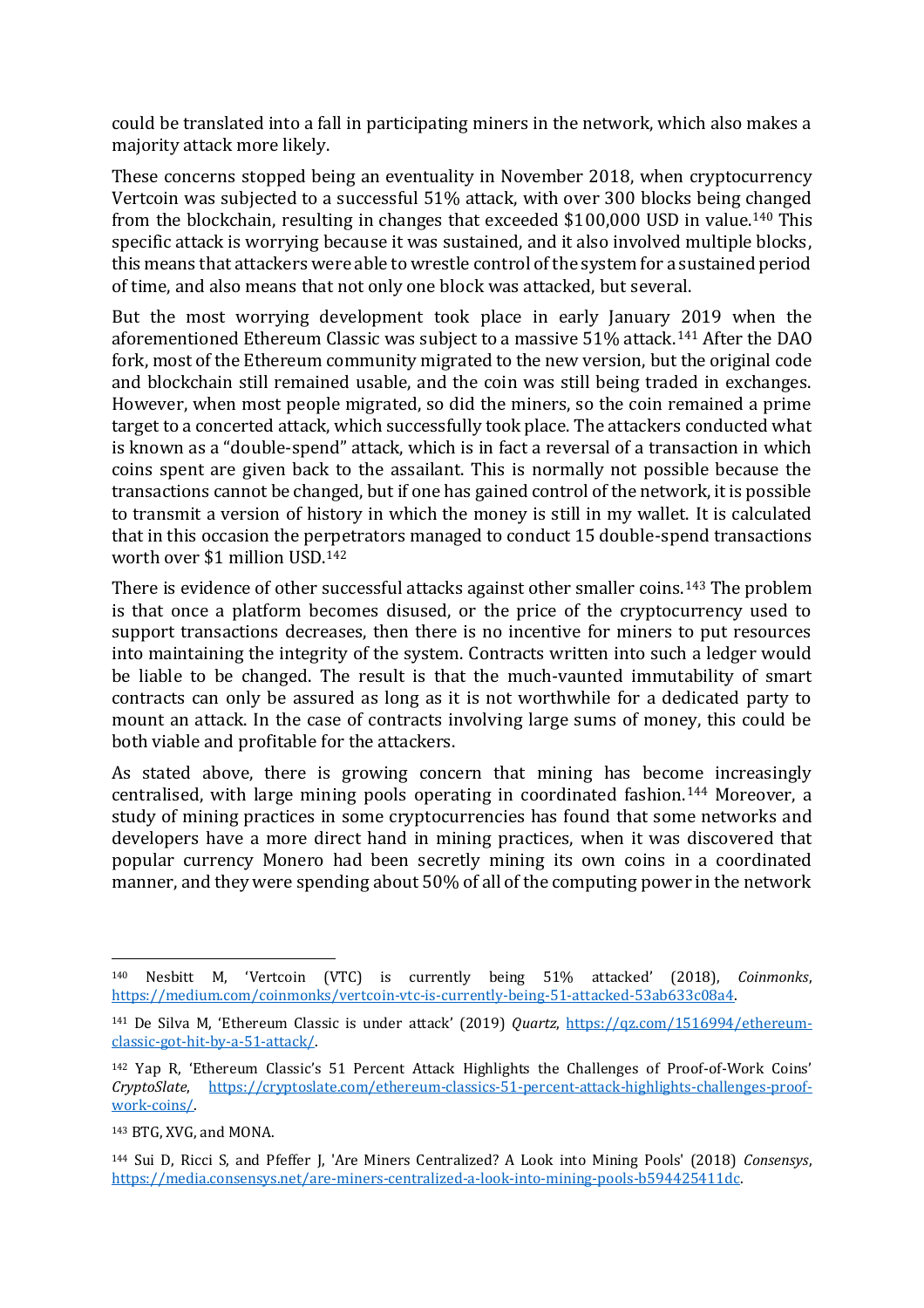could be translated into a fall in participating miners in the network, which also makes a majority attack more likely.

These concerns stopped being an eventuality in November 2018, when cryptocurrency Vertcoin was subjected to a successful 51% attack, with over 300 blocks being changed from the blockchain, resulting in changes that exceeded $100,000 USD in value.[140] This specific attack is worrying because it was sustained, and it also involved multiple blocks, this means that attackers were able to wrestle control of the system for a sustained period of time, and also means that not only one block was attacked, but several.

But the most worrying development took place in early January 2019 when the aforementioned Ethereum Classic was subject to a massive 51% attack.[141] After the DAO fork, most of the Ethereum community migrated to the new version, but the original code and blockchain still remained usable, and the coin was still being traded in exchanges. However, when most people migrated, so did the miners, so the coin remained a prime target to a concerted attack, which successfully took place. The attackers conducted what is known as a "double-spend" attack, which is in fact a reversal of a transaction in which coins spent are given back to the assailant. This is normally not possible because the transactions cannot be changed, but if one has gained control of the network, it is possible to transmit a version of history in which the money is still in my wallet. It is calculated that in this occasion the perpetrators managed to conduct 15 double-spend transactions worth over $1 million USD.[142]

There is evidence of other successful attacks against other smaller coins.[143] The problem is that once a platform becomes disused, or the price of the cryptocurrency used to support transactions decreases, then there is no incentive for miners to put resources into maintaining the integrity of the system. Contracts written into such a ledger would be liable to be changed. The result is that the much-vaunted immutability of smart contracts can only be assured as long as it is not worthwhile for a dedicated party to mount an attack. In the case of contracts involving large sums of money, this could be both viable and profitable for the attackers.

As stated above, there is growing concern that mining has become increasingly centralised, with large mining pools operating in coordinated fashion.[144] Moreover, a study of mining practices in some cryptocurrencies has found that some networks and developers have a more direct hand in mining practices, when it was discovered that popular currency Monero had been secretly mining its own coins in a coordinated manner, and they were spending about 50% of all of the computing power in the network

---

[140] Nesbitt M, 'Vertcoin (VTC) is currently being 51% attacked' (2018), *Coinmonks*, https://medium.com/coinmonks/vertcoin-vtc-is-currently-being-51-attacked-53ab633c08a4.

[141] De Silva M, 'Ethereum Classic is under attack' (2019) *Quartz*, https://qz.com/1516994/ethereum-classic-got-hit-by-a-51-attack/.

[142] Yap R, 'Ethereum Classic's 51 Percent Attack Highlights the Challenges of Proof-of-Work Coins' *CryptoSlate*, https://cryptoslate.com/ethereum-classics-51-percent-attack-highlights-challenges-proof-work-coins/.

[143] BTG, XVG, and MONA.

[144] Sui D, Ricci S, and Pfeffer J, 'Are Miners Centralized? A Look into Mining Pools' (2018) *Consensys*, https://media.consensys.net/are-miners-centralized-a-look-into-mining-pools-b594425411dc.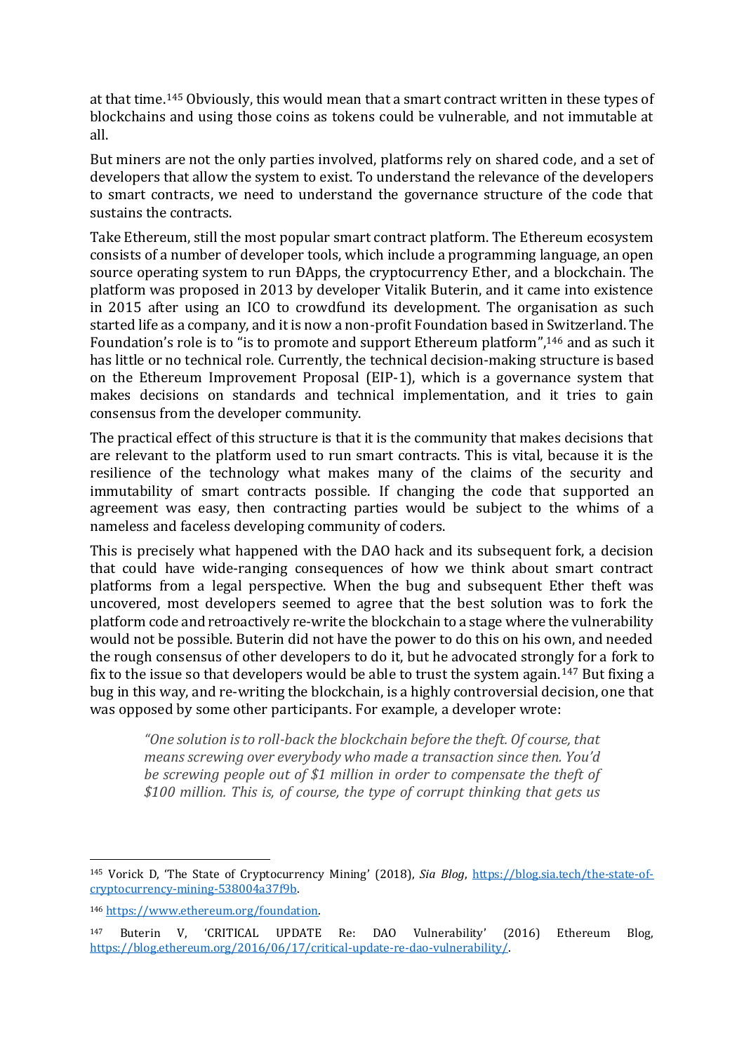at that time.[145] Obviously, this would mean that a smart contract written in these types of blockchains and using those coins as tokens could be vulnerable, and not immutable at all.

But miners are not the only parties involved, platforms rely on shared code, and a set of developers that allow the system to exist. To understand the relevance of the developers to smart contracts, we need to understand the governance structure of the code that sustains the contracts.

Take Ethereum, still the most popular smart contract platform. The Ethereum ecosystem consists of a number of developer tools, which include a programming language, an open source operating system to run ĐApps, the cryptocurrency Ether, and a blockchain. The platform was proposed in 2013 by developer Vitalik Buterin, and it came into existence in 2015 after using an ICO to crowdfund its development. The organisation as such started life as a company, and it is now a non-profit Foundation based in Switzerland. The Foundation's role is to "is to promote and support Ethereum platform",[146] and as such it has little or no technical role. Currently, the technical decision-making structure is based on the Ethereum Improvement Proposal (EIP-1), which is a governance system that makes decisions on standards and technical implementation, and it tries to gain consensus from the developer community.

The practical effect of this structure is that it is the community that makes decisions that are relevant to the platform used to run smart contracts. This is vital, because it is the resilience of the technology what makes many of the claims of the security and immutability of smart contracts possible. If changing the code that supported an agreement was easy, then contracting parties would be subject to the whims of a nameless and faceless developing community of coders.

This is precisely what happened with the DAO hack and its subsequent fork, a decision that could have wide-ranging consequences of how we think about smart contract platforms from a legal perspective. When the bug and subsequent Ether theft was uncovered, most developers seemed to agree that the best solution was to fork the platform code and retroactively re-write the blockchain to a stage where the vulnerability would not be possible. Buterin did not have the power to do this on his own, and needed the rough consensus of other developers to do it, but he advocated strongly for a fork to fix to the issue so that developers would be able to trust the system again.[147] But fixing a bug in this way, and re-writing the blockchain, is a highly controversial decision, one that was opposed by some other participants. For example, a developer wrote:

> *"One solution is to roll-back the blockchain before the theft. Of course, that means screwing over everybody who made a transaction since then. You'd be screwing people out of $1 million in order to compensate the theft of $100 million. This is, of course, the type of corrupt thinking that gets us*

---

[145] Vorick D, 'The State of Cryptocurrency Mining' (2018), *Sia Blog*, https://blog.sia.tech/the-state-of-cryptocurrency-mining-538004a37f9b.

[146] https://www.ethereum.org/foundation.

[147] Buterin V, 'CRITICAL UPDATE Re: DAO Vulnerability' (2016) Ethereum Blog, https://blog.ethereum.org/2016/06/17/critical-update-re-dao-vulnerability/.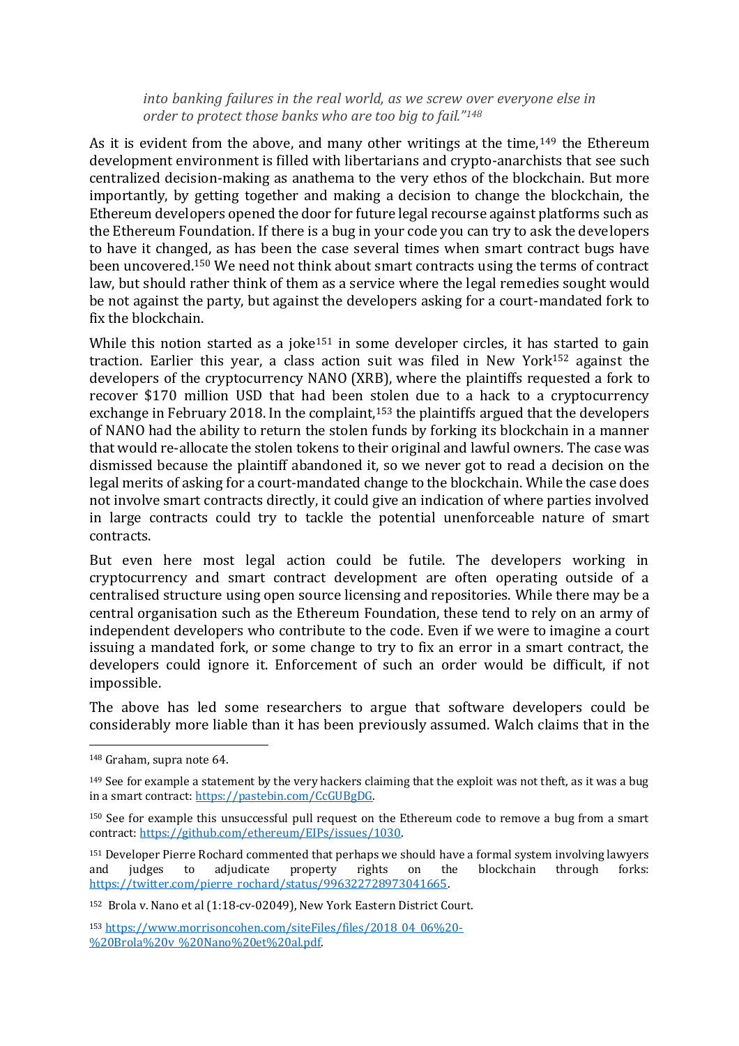*into banking failures in the real world, as we screw over everyone else in order to protect those banks who are too big to fail."*[148]

As it is evident from the above, and many other writings at the time,[149] the Ethereum development environment is filled with libertarians and crypto-anarchists that see such centralized decision-making as anathema to the very ethos of the blockchain. But more importantly, by getting together and making a decision to change the blockchain, the Ethereum developers opened the door for future legal recourse against platforms such as the Ethereum Foundation. If there is a bug in your code you can try to ask the developers to have it changed, as has been the case several times when smart contract bugs have been uncovered.[150] We need not think about smart contracts using the terms of contract law, but should rather think of them as a service where the legal remedies sought would be not against the party, but against the developers asking for a court-mandated fork to fix the blockchain.

While this notion started as a joke[151] in some developer circles, it has started to gain traction. Earlier this year, a class action suit was filed in New York[152] against the developers of the cryptocurrency NANO (XRB), where the plaintiffs requested a fork to recover $170 million USD that had been stolen due to a hack to a cryptocurrency exchange in February 2018. In the complaint,[153] the plaintiffs argued that the developers of NANO had the ability to return the stolen funds by forking its blockchain in a manner that would re-allocate the stolen tokens to their original and lawful owners. The case was dismissed because the plaintiff abandoned it, so we never got to read a decision on the legal merits of asking for a court-mandated change to the blockchain. While the case does not involve smart contracts directly, it could give an indication of where parties involved in large contracts could try to tackle the potential unenforceable nature of smart contracts.

But even here most legal action could be futile. The developers working in cryptocurrency and smart contract development are often operating outside of a centralised structure using open source licensing and repositories. While there may be a central organisation such as the Ethereum Foundation, these tend to rely on an army of independent developers who contribute to the code. Even if we were to imagine a court issuing a mandated fork, or some change to try to fix an error in a smart contract, the developers could ignore it. Enforcement of such an order would be difficult, if not impossible.

The above has led some researchers to argue that software developers could be considerably more liable than it has been previously assumed. Walch claims that in the

---

[148] Graham, supra note 64.

[149] See for example a statement by the very hackers claiming that the exploit was not theft, as it was a bug in a smart contract: https://pastebin.com/CcGUBgDG.

[150] See for example this unsuccessful pull request on the Ethereum code to remove a bug from a smart contract: https://github.com/ethereum/EIPs/issues/1030.

[151] Developer Pierre Rochard commented that perhaps we should have a formal system involving lawyers and judges to adjudicate property rights on the blockchain through forks: https://twitter.com/pierre_rochard/status/996322728973041665.

[152] Brola v. Nano et al (1:18-cv-02049), New York Eastern District Court.

[153] https://www.morrisoncohen.com/siteFiles/files/2018_04_06%20-%20Brola%20v_%20Nano%20et%20al.pdf.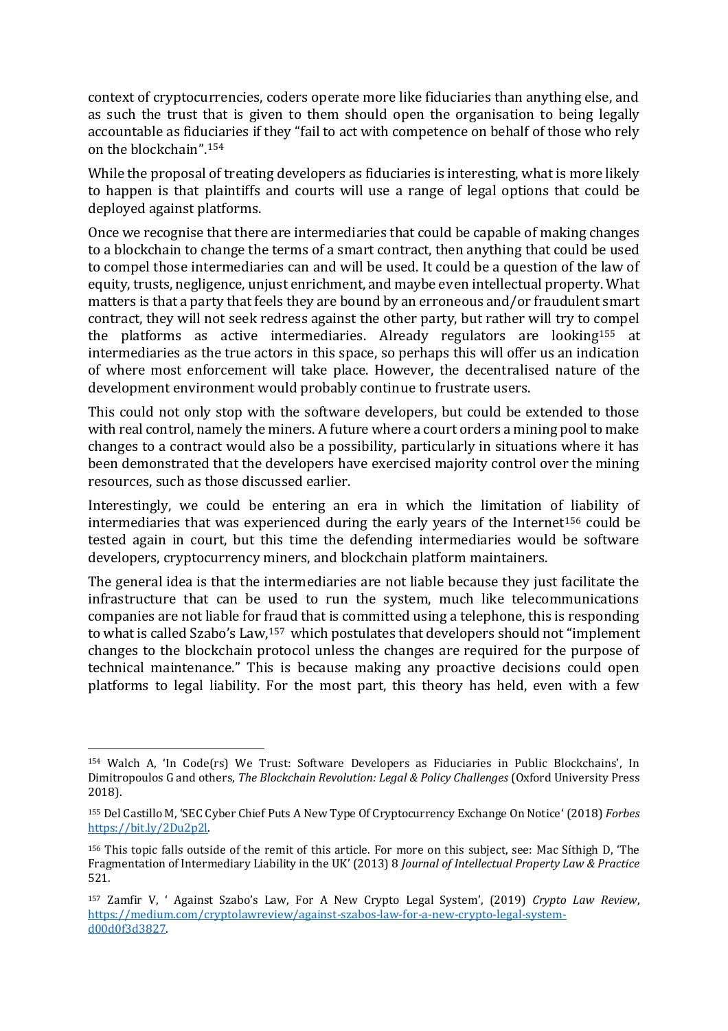context of cryptocurrencies, coders operate more like fiduciaries than anything else, and as such the trust that is given to them should open the organisation to being legally accountable as fiduciaries if they "fail to act with competence on behalf of those who rely on the blockchain".[154]

While the proposal of treating developers as fiduciaries is interesting, what is more likely to happen is that plaintiffs and courts will use a range of legal options that could be deployed against platforms.

Once we recognise that there are intermediaries that could be capable of making changes to a blockchain to change the terms of a smart contract, then anything that could be used to compel those intermediaries can and will be used. It could be a question of the law of equity, trusts, negligence, unjust enrichment, and maybe even intellectual property. What matters is that a party that feels they are bound by an erroneous and/or fraudulent smart contract, they will not seek redress against the other party, but rather will try to compel the platforms as active intermediaries. Already regulators are looking[155] at intermediaries as the true actors in this space, so perhaps this will offer us an indication of where most enforcement will take place. However, the decentralised nature of the development environment would probably continue to frustrate users.

This could not only stop with the software developers, but could be extended to those with real control, namely the miners. A future where a court orders a mining pool to make changes to a contract would also be a possibility, particularly in situations where it has been demonstrated that the developers have exercised majority control over the mining resources, such as those discussed earlier.

Interestingly, we could be entering an era in which the limitation of liability of intermediaries that was experienced during the early years of the Internet[156] could be tested again in court, but this time the defending intermediaries would be software developers, cryptocurrency miners, and blockchain platform maintainers.

The general idea is that the intermediaries are not liable because they just facilitate the infrastructure that can be used to run the system, much like telecommunications companies are not liable for fraud that is committed using a telephone, this is responding to what is called Szabo's Law,[157] which postulates that developers should not "implement changes to the blockchain protocol unless the changes are required for the purpose of technical maintenance." This is because making any proactive decisions could open platforms to legal liability. For the most part, this theory has held, even with a few

---

[154] Walch A, 'In Code(rs) We Trust: Software Developers as Fiduciaries in Public Blockchains', In Dimitropoulos G and others, *The Blockchain Revolution: Legal & Policy Challenges* (Oxford University Press 2018).

[155] Del Castillo M, 'SEC Cyber Chief Puts A New Type Of Cryptocurrency Exchange On Notice' (2018) *Forbes* https://bit.ly/2Du2p2l.

[156] This topic falls outside of the remit of this article. For more on this subject, see: Mac Síthigh D, 'The Fragmentation of Intermediary Liability in the UK' (2013) 8 *Journal of Intellectual Property Law & Practice* 521.

[157] Zamfir V, ' Against Szabo's Law, For A New Crypto Legal System', (2019) *Crypto Law Review*, https://medium.com/cryptolawreview/against-szabos-law-for-a-new-crypto-legal-system-d00d0f3d3827.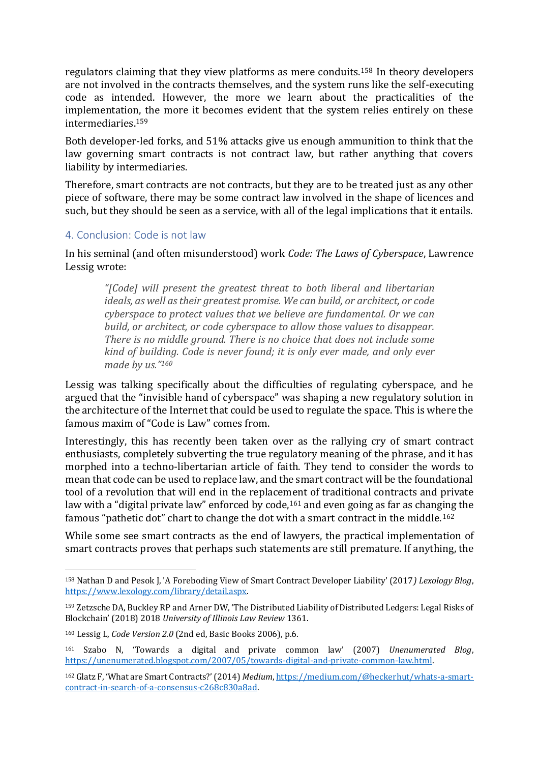regulators claiming that they view platforms as mere conduits.[158] In theory developers are not involved in the contracts themselves, and the system runs like the self-executing code as intended. However, the more we learn about the practicalities of the implementation, the more it becomes evident that the system relies entirely on these intermediaries.[159]

Both developer-led forks, and 51% attacks give us enough ammunition to think that the law governing smart contracts is not contract law, but rather anything that covers liability by intermediaries.

Therefore, smart contracts are not contracts, but they are to be treated just as any other piece of software, there may be some contract law involved in the shape of licences and such, but they should be seen as a service, with all of the legal implications that it entails.

## 4. Conclusion: Code is not law

In his seminal (and often misunderstood) work *Code: The Laws of Cyberspace*, Lawrence Lessig wrote:

> *"[Code] will present the greatest threat to both liberal and libertarian ideals, as well as their greatest promise. We can build, or architect, or code cyberspace to protect values that we believe are fundamental. Or we can build, or architect, or code cyberspace to allow those values to disappear. There is no middle ground. There is no choice that does not include some kind of building. Code is never found; it is only ever made, and only ever made by us."*[160]

Lessig was talking specifically about the difficulties of regulating cyberspace, and he argued that the "invisible hand of cyberspace" was shaping a new regulatory solution in the architecture of the Internet that could be used to regulate the space. This is where the famous maxim of "Code is Law" comes from.

Interestingly, this has recently been taken over as the rallying cry of smart contract enthusiasts, completely subverting the true regulatory meaning of the phrase, and it has morphed into a techno-libertarian article of faith. They tend to consider the words to mean that code can be used to replace law, and the smart contract will be the foundational tool of a revolution that will end in the replacement of traditional contracts and private law with a "digital private law" enforced by code,[161] and even going as far as changing the famous "pathetic dot" chart to change the dot with a smart contract in the middle.[162]

While some see smart contracts as the end of lawyers, the practical implementation of smart contracts proves that perhaps such statements are still premature. If anything, the

---

[158] Nathan D and Pesok J, 'A Foreboding View of Smart Contract Developer Liability' (2017) *Lexology Blog*, https://www.lexology.com/library/detail.aspx.

[159] Zetzsche DA, Buckley RP and Arner DW, 'The Distributed Liability of Distributed Ledgers: Legal Risks of Blockchain' (2018) 2018 *University of Illinois Law Review* 1361.

[160] Lessig L, *Code Version 2.0* (2nd ed, Basic Books 2006), p.6.

[161] Szabo N, 'Towards a digital and private common law' (2007) *Unenumerated Blog*, https://unenumerated.blogspot.com/2007/05/towards-digital-and-private-common-law.html.

[162] Glatz F, 'What are Smart Contracts?' (2014) *Medium*, https://medium.com/@heckerhut/whats-a-smart-contract-in-search-of-a-consensus-c268c830a8ad.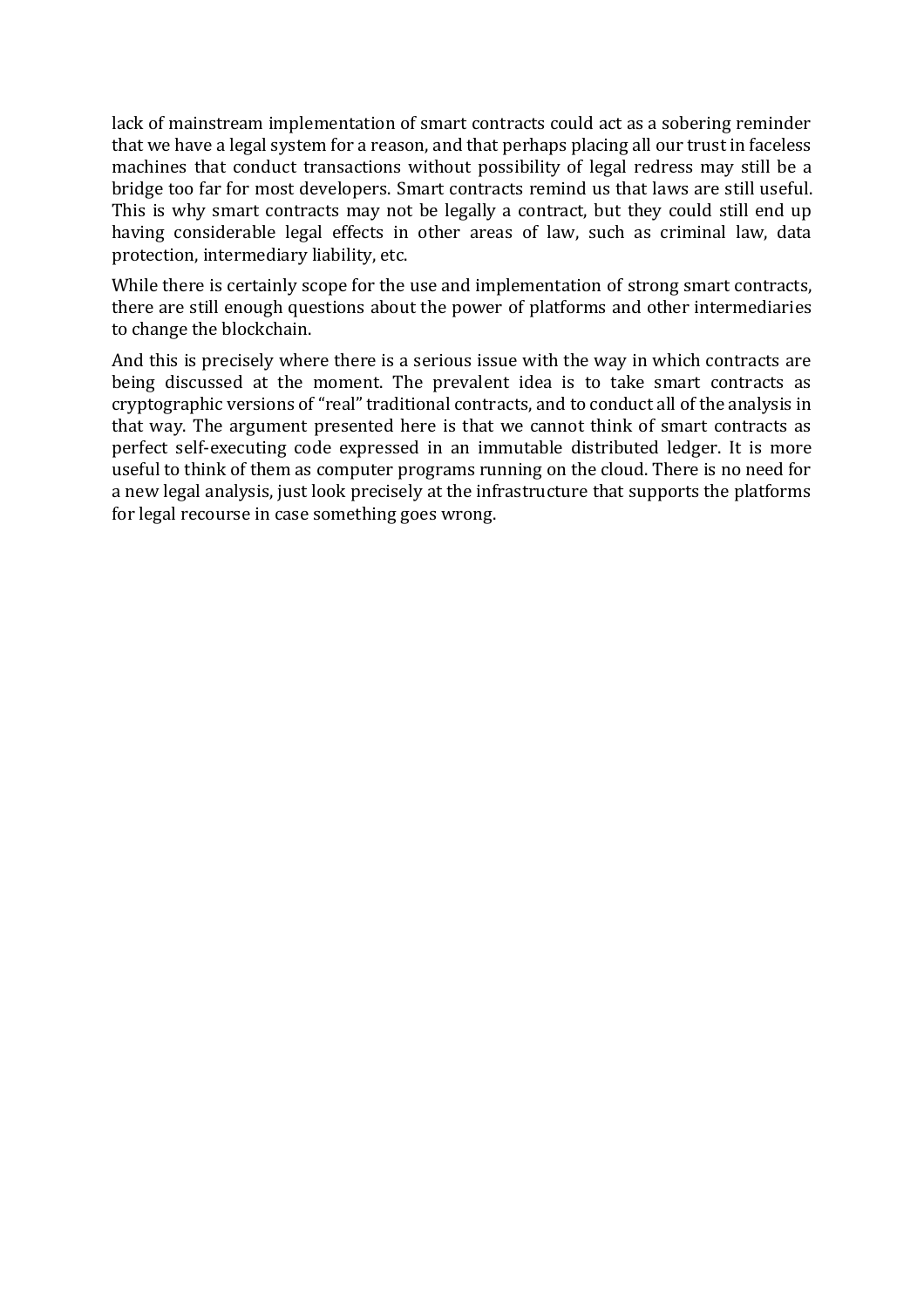lack of mainstream implementation of smart contracts could act as a sobering reminder that we have a legal system for a reason, and that perhaps placing all our trust in faceless machines that conduct transactions without possibility of legal redress may still be a bridge too far for most developers. Smart contracts remind us that laws are still useful. This is why smart contracts may not be legally a contract, but they could still end up having considerable legal effects in other areas of law, such as criminal law, data protection, intermediary liability, etc.

While there is certainly scope for the use and implementation of strong smart contracts, there are still enough questions about the power of platforms and other intermediaries to change the blockchain.

And this is precisely where there is a serious issue with the way in which contracts are being discussed at the moment. The prevalent idea is to take smart contracts as cryptographic versions of "real" traditional contracts, and to conduct all of the analysis in that way. The argument presented here is that we cannot think of smart contracts as perfect self-executing code expressed in an immutable distributed ledger. It is more useful to think of them as computer programs running on the cloud. There is no need for a new legal analysis, just look precisely at the infrastructure that supports the platforms for legal recourse in case something goes wrong.